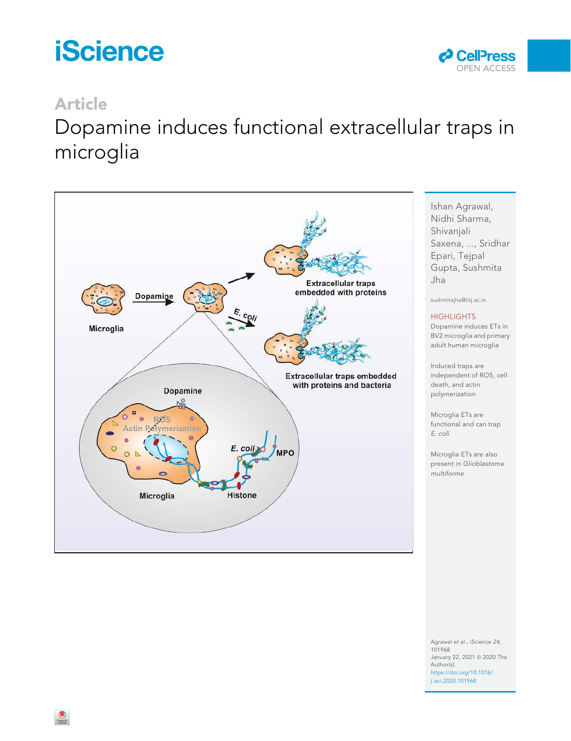Article

# Dopamine induces functional extracellular traps in microglia

Ishan Agrawal, Nidhi Sharma, Shivanjali Saxena, ..., Sridhar Epari, Tejpal Gupta, Sushmita Jha

sushmitajha@iitj.ac.in

## HIGHLIGHTS

Dopamine induces ETs in BV2 microglia and primary adult human microglia

Induced traps are independent of ROS, cell death, and actin polymerization

Microglia ETs are functional and can trap *E. coli*

Microglia ETs are also present in *Glioblastoma multiforme*

Agrawal et al., iScience *24*, 101968
January 22, 2021 © 2020 The Author(s).
https://doi.org/10.1016/j.isci.2020.101968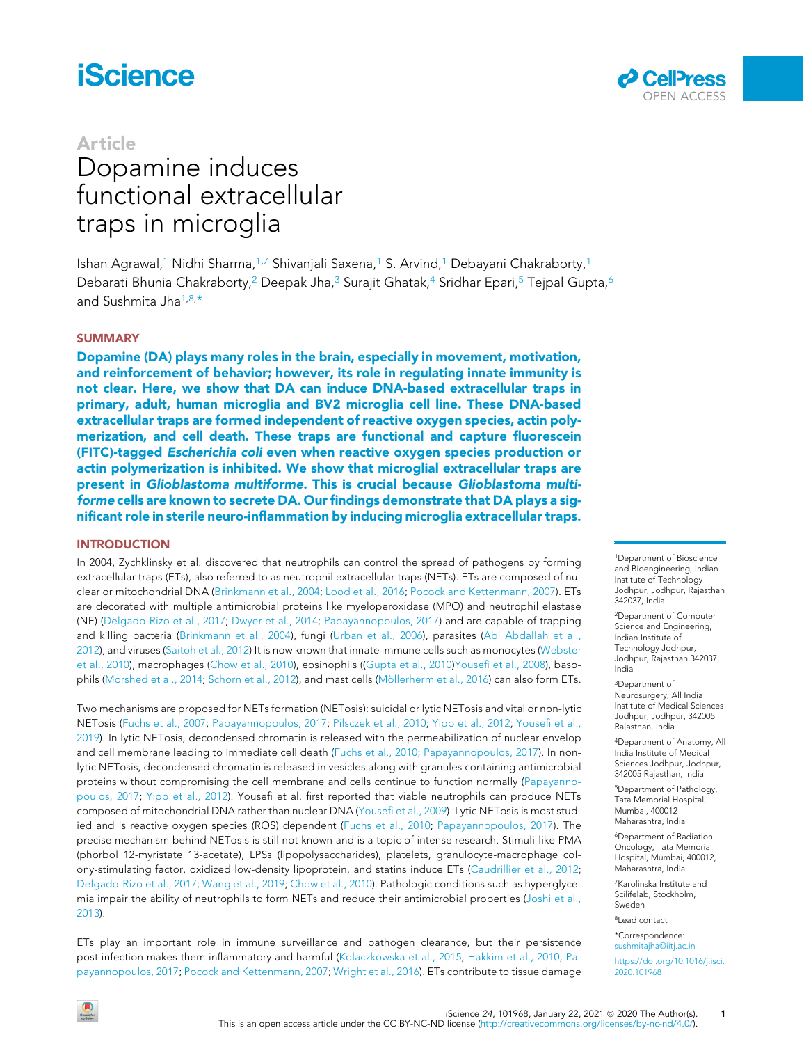## Article

# Dopamine induces functional extracellular traps in microglia

Ishan Agrawal,[1] Nidhi Sharma,[1,7] Shivanjali Saxena,[1] S. Arvind,[1] Debayani Chakraborty,[1] Debarati Bhunia Chakraborty,[2] Deepak Jha,[3] Surajit Ghatak,[4] Sridhar Epari,[5] Tejpal Gupta,[6] and Sushmita Jha[1,8,*]

## SUMMARY

**Dopamine (DA) plays many roles in the brain, especially in movement, motivation, and reinforcement of behavior; however, its role in regulating innate immunity is not clear. Here, we show that DA can induce DNA-based extracellular traps in primary, adult, human microglia and BV2 microglia cell line. These DNA-based extracellular traps are formed independent of reactive oxygen species, actin polymerization, and cell death. These traps are functional and capture fluorescein (FITC)-tagged *Escherichia coli* even when reactive oxygen species production or actin polymerization is inhibited. We show that microglial extracellular traps are present in *Glioblastoma multiforme*. This is crucial because *Glioblastoma multiforme* cells are known to secrete DA. Our findings demonstrate that DA plays a significant role in sterile neuro-inflammation by inducing microglia extracellular traps.**

## INTRODUCTION

In 2004, Zychklinsky et al. discovered that neutrophils can control the spread of pathogens by forming extracellular traps (ETs), also referred to as neutrophil extracellular traps (NETs). ETs are composed of nuclear or mitochondrial DNA (Brinkmann et al., 2004; Lood et al., 2016; Pocock and Kettenmann, 2007). ETs are decorated with multiple antimicrobial proteins like myeloperoxidase (MPO) and neutrophil elastase (NE) (Delgado-Rizo et al., 2017; Dwyer et al., 2014; Papayannopoulos, 2017) and are capable of trapping and killing bacteria (Brinkmann et al., 2004), fungi (Urban et al., 2006), parasites (Abi Abdallah et al., 2012), and viruses (Saitoh et al., 2012) It is now known that innate immune cells such as monocytes (Webster et al., 2010), macrophages (Chow et al., 2010), eosinophils ((Gupta et al., 2010)Yousefi et al., 2008), basophils (Morshed et al., 2014; Schorn et al., 2012), and mast cells (Möllerherm et al., 2016) can also form ETs.

Two mechanisms are proposed for NETs formation (NETosis): suicidal or lytic NETosis and vital or non-lytic NETosis (Fuchs et al., 2007; Papayannopoulos, 2017; Pilsczek et al., 2010; Yipp et al., 2012; Yousefi et al., 2019). In lytic NETosis, decondensed chromatin is released with the permeabilization of nuclear envelop and cell membrane leading to immediate cell death (Fuchs et al., 2010; Papayannopoulos, 2017). In non-lytic NETosis, decondensed chromatin is released in vesicles along with granules containing antimicrobial proteins without compromising the cell membrane and cells continue to function normally (Papayannopoulos, 2017; Yipp et al., 2012). Yousefi et al. first reported that viable neutrophils can produce NETs composed of mitochondrial DNA rather than nuclear DNA (Yousefi et al., 2009). Lytic NETosis is most studied and is reactive oxygen species (ROS) dependent (Fuchs et al., 2010; Papayannopoulos, 2017). The precise mechanism behind NETosis is still not known and is a topic of intense research. Stimuli-like PMA (phorbol 12-myristate 13-acetate), LPSs (lipopolysaccharides), platelets, granulocyte-macrophage colony-stimulating factor, oxidized low-density lipoprotein, and statins induce ETs (Caudrillier et al., 2012; Delgado-Rizo et al., 2017; Wang et al., 2019; Chow et al., 2010). Pathologic conditions such as hyperglycemia impair the ability of neutrophils to form NETs and reduce their antimicrobial properties (Joshi et al., 2013).

ETs play an important role in immune surveillance and pathogen clearance, but their persistence post infection makes them inflammatory and harmful (Kolaczkowska et al., 2015; Hakkim et al., 2010; Papayannopoulos, 2017; Pocock and Kettenmann, 2007; Wright et al., 2016). ETs contribute to tissue damage

[1]Department of Bioscience and Bioengineering, Indian Institute of Technology Jodhpur, Jodhpur, Rajasthan 342037, India

[2]Department of Computer Science and Engineering, Indian Institute of Technology Jodhpur, Jodhpur, Rajasthan 342037, India

[3]Department of Neurosurgery, All India Institute of Medical Sciences Jodhpur, Jodhpur, 342005 Rajasthan, India

[4]Department of Anatomy, All India Institute of Medical Sciences Jodhpur, Jodhpur, 342005 Rajasthan, India

[5]Department of Pathology, Tata Memorial Hospital, Mumbai, 400012 Maharashtra, India

[6]Department of Radiation Oncology, Tata Memorial Hospital, Mumbai, 400012, Maharashtra, India

[7]Karolinska Institute and Scilifelab, Stockholm, Sweden

[8]Lead contact

*Correspondence: sushmitajha@iitj.ac.in

https://doi.org/10.1016/j.isci.2020.101968

This is an open access article under the CC BY-NC-ND license (http://creativecommons.org/licenses/by-nc-nd/4.0/).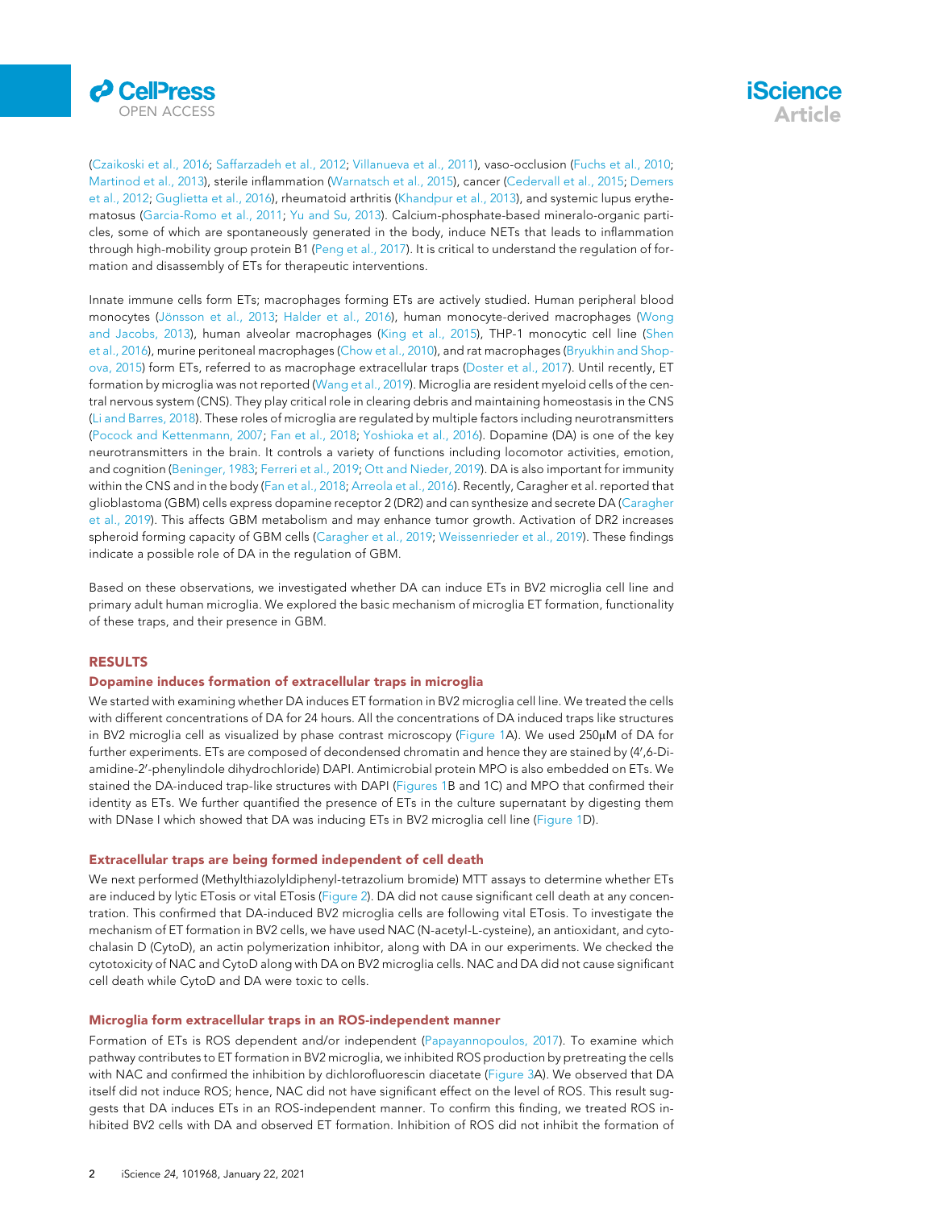(Czaikoski et al., 2016; Saffarzadeh et al., 2012; Villanueva et al., 2011), vaso-occlusion (Fuchs et al., 2010; Martinod et al., 2013), sterile inflammation (Warnatsch et al., 2015), cancer (Cedervall et al., 2015; Demers et al., 2012; Guglietta et al., 2016), rheumatoid arthritis (Khandpur et al., 2013), and systemic lupus erythematosus (Garcia-Romo et al., 2011; Yu and Su, 2013). Calcium-phosphate-based mineralo-organic particles, some of which are spontaneously generated in the body, induce NETs that leads to inflammation through high-mobility group protein B1 (Peng et al., 2017). It is critical to understand the regulation of formation and disassembly of ETs for therapeutic interventions.

Innate immune cells form ETs; macrophages forming ETs are actively studied. Human peripheral blood monocytes (Jönsson et al., 2013; Halder et al., 2016), human monocyte-derived macrophages (Wong and Jacobs, 2013), human alveolar macrophages (King et al., 2015), THP-1 monocytic cell line (Shen et al., 2016), murine peritoneal macrophages (Chow et al., 2010), and rat macrophages (Bryukhin and Shopova, 2015) form ETs, referred to as macrophage extracellular traps (Doster et al., 2017). Until recently, ET formation by microglia was not reported (Wang et al., 2019). Microglia are resident myeloid cells of the central nervous system (CNS). They play critical role in clearing debris and maintaining homeostasis in the CNS (Li and Barres, 2018). These roles of microglia are regulated by multiple factors including neurotransmitters (Pocock and Kettenmann, 2007; Fan et al., 2018; Yoshioka et al., 2016). Dopamine (DA) is one of the key neurotransmitters in the brain. It controls a variety of functions including locomotor activities, emotion, and cognition (Beninger, 1983; Ferreri et al., 2019; Ott and Nieder, 2019). DA is also important for immunity within the CNS and in the body (Fan et al., 2018; Arreola et al., 2016). Recently, Caragher et al. reported that glioblastoma (GBM) cells express dopamine receptor 2 (DR2) and can synthesize and secrete DA (Caragher et al., 2019). This affects GBM metabolism and may enhance tumor growth. Activation of DR2 increases spheroid forming capacity of GBM cells (Caragher et al., 2019; Weissenrieder et al., 2019). These findings indicate a possible role of DA in the regulation of GBM.

Based on these observations, we investigated whether DA can induce ETs in BV2 microglia cell line and primary adult human microglia. We explored the basic mechanism of microglia ET formation, functionality of these traps, and their presence in GBM.

## RESULTS

### Dopamine induces formation of extracellular traps in microglia

We started with examining whether DA induces ET formation in BV2 microglia cell line. We treated the cells with different concentrations of DA for 24 hours. All the concentrations of DA induced traps like structures in BV2 microglia cell as visualized by phase contrast microscopy (Figure 1A). We used 250μM of DA for further experiments. ETs are composed of decondensed chromatin and hence they are stained by (4′,6-Diamidine-2′-phenylindole dihydrochloride) DAPI. Antimicrobial protein MPO is also embedded on ETs. We stained the DA-induced trap-like structures with DAPI (Figures 1B and 1C) and MPO that confirmed their identity as ETs. We further quantified the presence of ETs in the culture supernatant by digesting them with DNase I which showed that DA was inducing ETs in BV2 microglia cell line (Figure 1D).

### Extracellular traps are being formed independent of cell death

We next performed (Methylthiazolyldiphenyl-tetrazolium bromide) MTT assays to determine whether ETs are induced by lytic ETosis or vital ETosis (Figure 2). DA did not cause significant cell death at any concentration. This confirmed that DA-induced BV2 microglia cells are following vital ETosis. To investigate the mechanism of ET formation in BV2 cells, we have used NAC (N-acetyl-L-cysteine), an antioxidant, and cytochalasin D (CytoD), an actin polymerization inhibitor, along with DA in our experiments. We checked the cytotoxicity of NAC and CytoD along with DA on BV2 microglia cells. NAC and DA did not cause significant cell death while CytoD and DA were toxic to cells.

### Microglia form extracellular traps in an ROS-independent manner

Formation of ETs is ROS dependent and/or independent (Papayannopoulos, 2017). To examine which pathway contributes to ET formation in BV2 microglia, we inhibited ROS production by pretreating the cells with NAC and confirmed the inhibition by dichlorofluorescin diacetate (Figure 3A). We observed that DA itself did not induce ROS; hence, NAC did not have significant effect on the level of ROS. This result suggests that DA induces ETs in an ROS-independent manner. To confirm this finding, we treated ROS inhibited BV2 cells with DA and observed ET formation. Inhibition of ROS did not inhibit the formation of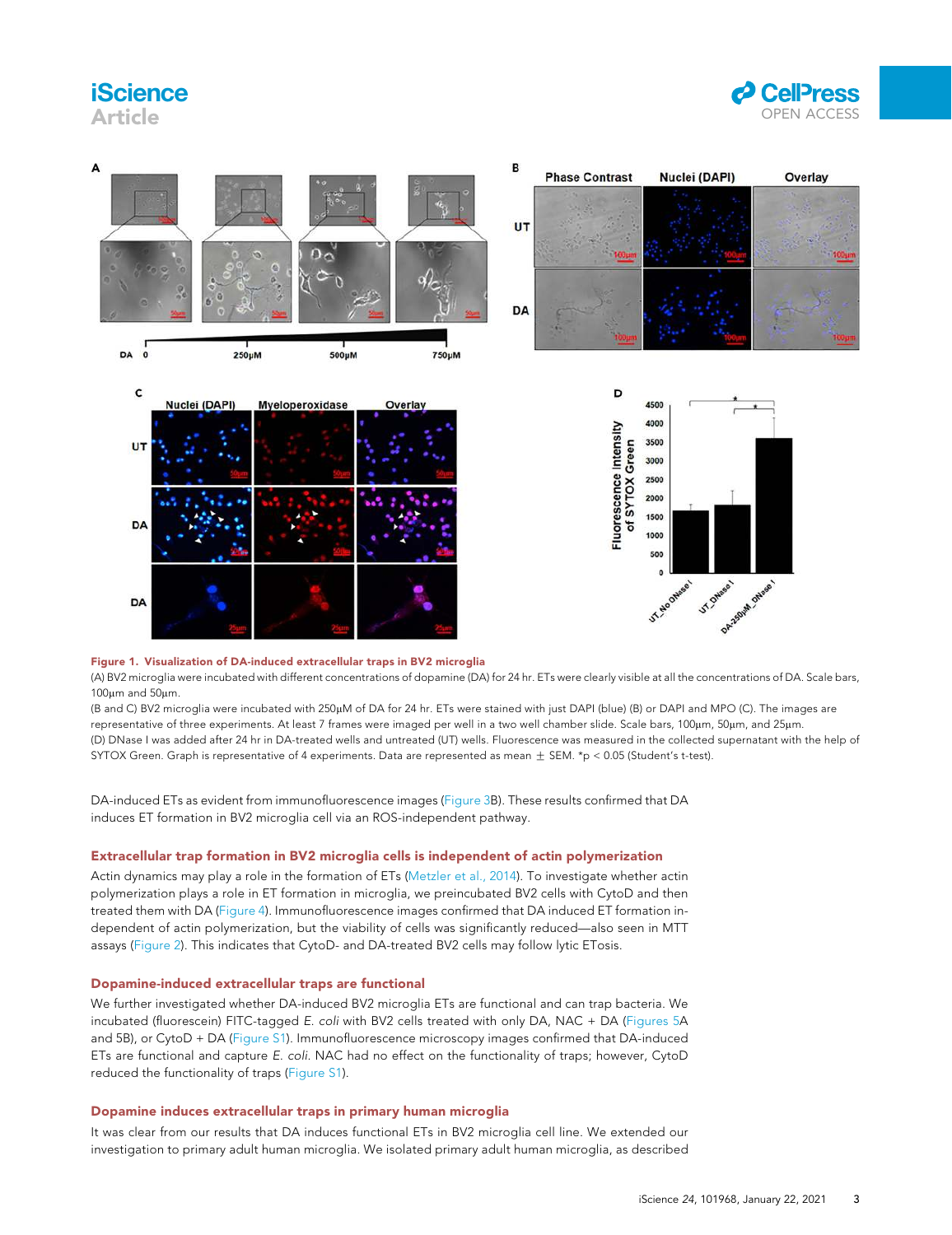Figure 1. Visualization of DA-induced extracellular traps in BV2 microglia

(A) BV2 microglia were incubated with different concentrations of dopamine (DA) for 24 hr. ETs were clearly visible at all the concentrations of DA. Scale bars, 100μm and 50μm.

(B and C) BV2 microglia were incubated with 250μM of DA for 24 hr. ETs were stained with just DAPI (blue) (B) or DAPI and MPO (C). The images are representative of three experiments. At least 7 frames were imaged per well in a two well chamber slide. Scale bars, 100μm, 50μm, and 25μm.

(D) DNase I was added after 24 hr in DA-treated wells and untreated (UT) wells. Fluorescence was measured in the collected supernatant with the help of SYTOX Green. Graph is representative of 4 experiments. Data are represented as mean ± SEM. *$p < 0.05$ (Student's t-test).

DA-induced ETs as evident from immunofluorescence images (Figure 3B). These results confirmed that DA induces ET formation in BV2 microglia cell via an ROS-independent pathway.

### Extracellular trap formation in BV2 microglia cells is independent of actin polymerization

Actin dynamics may play a role in the formation of ETs (Metzler et al., 2014). To investigate whether actin polymerization plays a role in ET formation in microglia, we preincubated BV2 cells with CytoD and then treated them with DA (Figure 4). Immunofluorescence images confirmed that DA induced ET formation independent of actin polymerization, but the viability of cells was significantly reduced—also seen in MTT assays (Figure 2). This indicates that CytoD- and DA-treated BV2 cells may follow lytic ETosis.

### Dopamine-induced extracellular traps are functional

We further investigated whether DA-induced BV2 microglia ETs are functional and can trap bacteria. We incubated (fluorescein) FITC-tagged *E. coli* with BV2 cells treated with only DA, NAC + DA (Figures 5A and 5B), or CytoD + DA (Figure S1). Immunofluorescence microscopy images confirmed that DA-induced ETs are functional and capture *E. coli*. NAC had no effect on the functionality of traps; however, CytoD reduced the functionality of traps (Figure S1).

### Dopamine induces extracellular traps in primary human microglia

It was clear from our results that DA induces functional ETs in BV2 microglia cell line. We extended our investigation to primary adult human microglia. We isolated primary adult human microglia, as described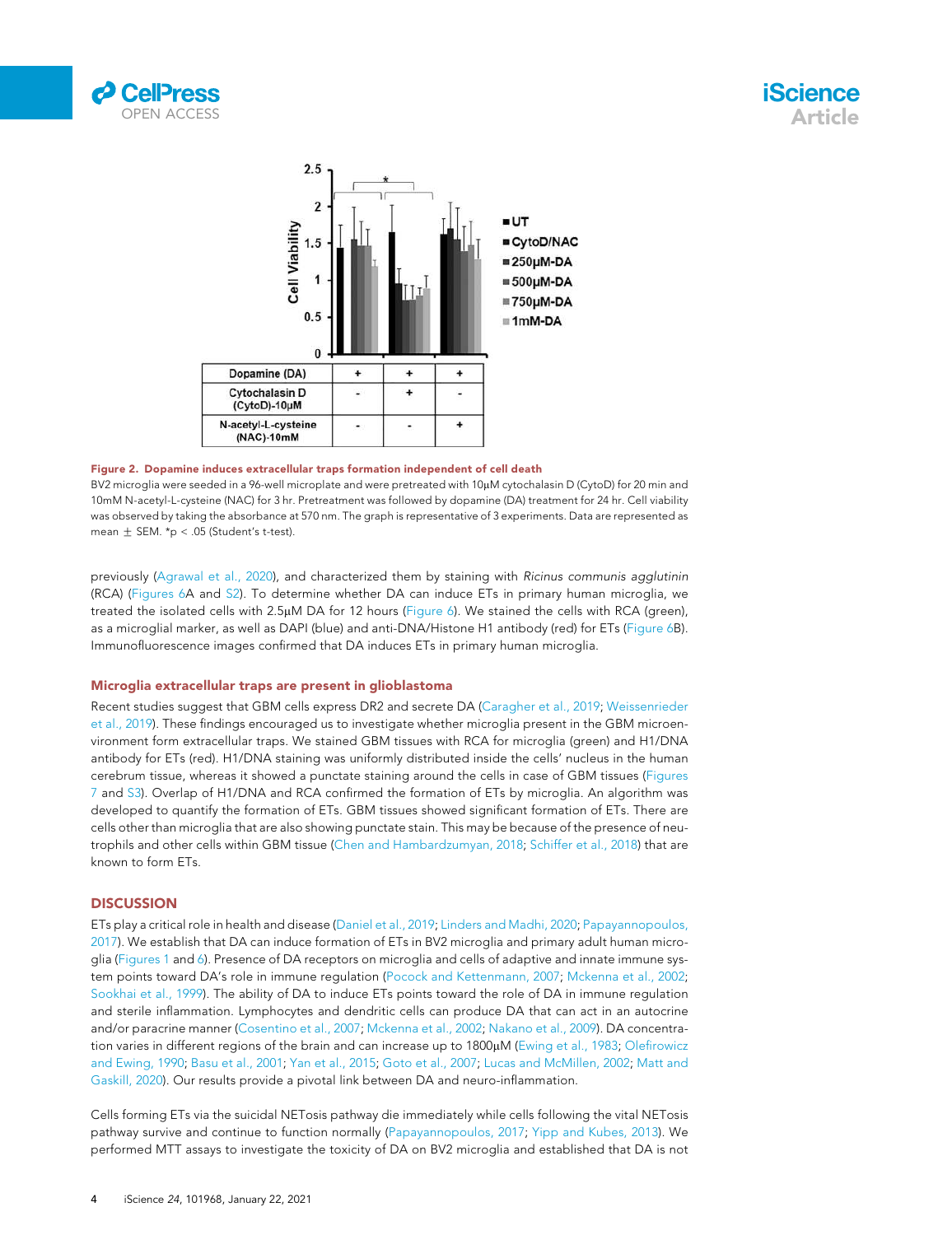**Figure 2. Dopamine induces extracellular traps formation independent of cell death**

BV2 microglia were seeded in a 96-well microplate and were pretreated with 10μM cytochalasin D (CytoD) for 20 min and 10mM N-acetyl-L-cysteine (NAC) for 3 hr. Pretreatment was followed by dopamine (DA) treatment for 24 hr. Cell viability was observed by taking the absorbance at 570 nm. The graph is representative of 3 experiments. Data are represented as mean ± SEM. *p < .05 (Student's t-test).

previously (Agrawal et al., 2020), and characterized them by staining with *Ricinus communis agglutinin* (RCA) (Figures 6A and S2). To determine whether DA can induce ETs in primary human microglia, we treated the isolated cells with 2.5μM DA for 12 hours (Figure 6). We stained the cells with RCA (green), as a microglial marker, as well as DAPI (blue) and anti-DNA/Histone H1 antibody (red) for ETs (Figure 6B). Immunofluorescence images confirmed that DA induces ETs in primary human microglia.

### Microglia extracellular traps are present in glioblastoma

Recent studies suggest that GBM cells express DR2 and secrete DA (Caragher et al., 2019; Weissenrieder et al., 2019). These findings encouraged us to investigate whether microglia present in the GBM microenvironment form extracellular traps. We stained GBM tissues with RCA for microglia (green) and H1/DNA antibody for ETs (red). H1/DNA staining was uniformly distributed inside the cells' nucleus in the human cerebrum tissue, whereas it showed a punctate staining around the cells in case of GBM tissues (Figures 7 and S3). Overlap of H1/DNA and RCA confirmed the formation of ETs by microglia. An algorithm was developed to quantify the formation of ETs. GBM tissues showed significant formation of ETs. There are cells other than microglia that are also showing punctate stain. This may be because of the presence of neutrophils and other cells within GBM tissue (Chen and Hambardzumyan, 2018; Schiffer et al., 2018) that are known to form ETs.

## DISCUSSION

ETs play a critical role in health and disease (Daniel et al., 2019; Linders and Madhi, 2020; Papayannopoulos, 2017). We establish that DA can induce formation of ETs in BV2 microglia and primary adult human microglia (Figures 1 and 6). Presence of DA receptors on microglia and cells of adaptive and innate immune system points toward DA's role in immune regulation (Pocock and Kettenmann, 2007; Mckenna et al., 2002; Sookhai et al., 1999). The ability of DA to induce ETs points toward the role of DA in immune regulation and sterile inflammation. Lymphocytes and dendritic cells can produce DA that can act in an autocrine and/or paracrine manner (Cosentino et al., 2007; Mckenna et al., 2002; Nakano et al., 2009). DA concentration varies in different regions of the brain and can increase up to 1800μM (Ewing et al., 1983; Olefirowicz and Ewing, 1990; Basu et al., 2001; Yan et al., 2015; Goto et al., 2007; Lucas and McMillen, 2002; Matt and Gaskill, 2020). Our results provide a pivotal link between DA and neuro-inflammation.

Cells forming ETs via the suicidal NETosis pathway die immediately while cells following the vital NETosis pathway survive and continue to function normally (Papayannopoulos, 2017; Yipp and Kubes, 2013). We performed MTT assays to investigate the toxicity of DA on BV2 microglia and established that DA is not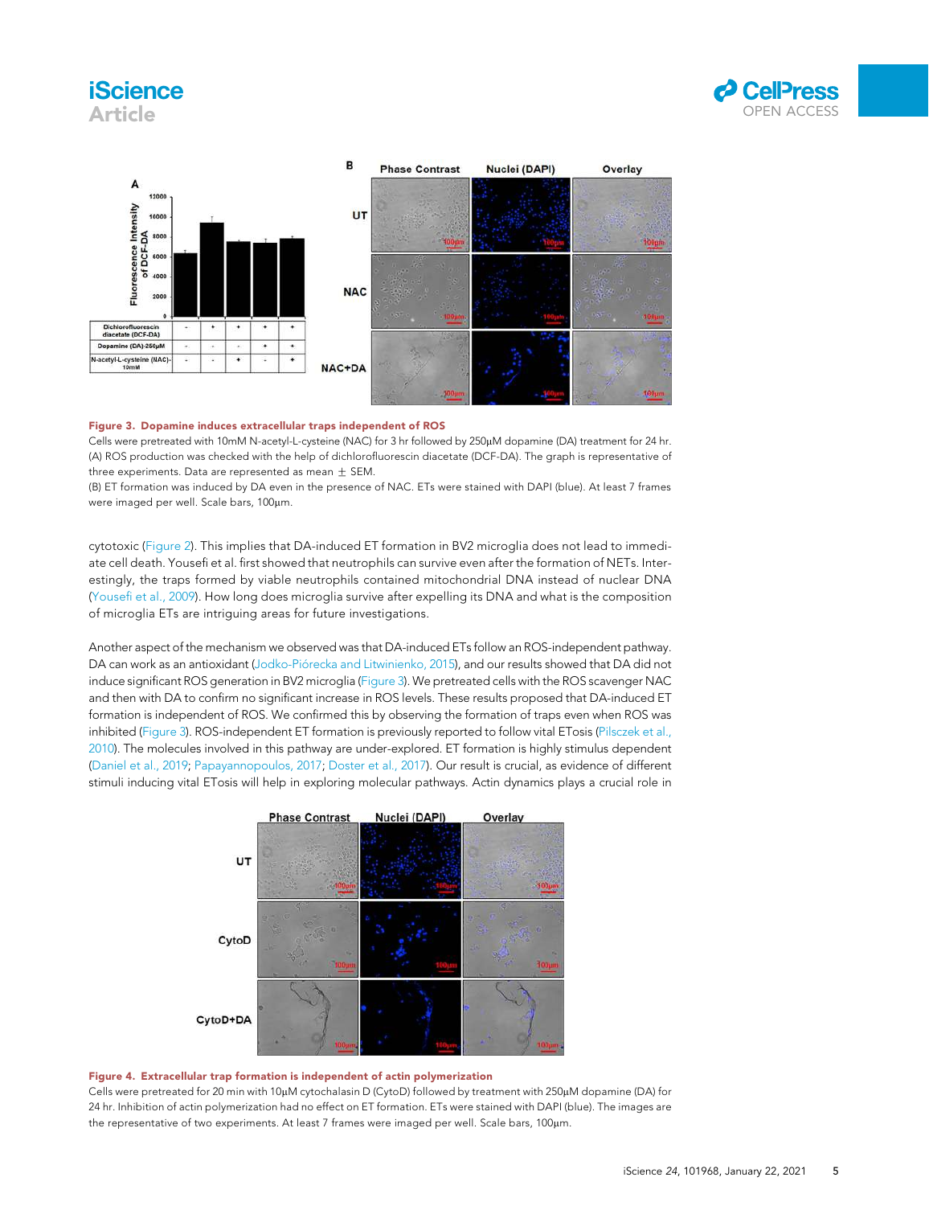**Figure 3. Dopamine induces extracellular traps independent of ROS**

Cells were pretreated with 10mM N-acetyl-L-cysteine (NAC) for 3 hr followed by 250μM dopamine (DA) treatment for 24 hr.

(A) ROS production was checked with the help of dichlorofluorescin diacetate (DCF-DA). The graph is representative of three experiments. Data are represented as mean ± SEM.

(B) ET formation was induced by DA even in the presence of NAC. ETs were stained with DAPI (blue). At least 7 frames were imaged per well. Scale bars, 100μm.

cytotoxic (Figure 2). This implies that DA-induced ET formation in BV2 microglia does not lead to immediate cell death. Yousefi et al. first showed that neutrophils can survive even after the formation of NETs. Interestingly, the traps formed by viable neutrophils contained mitochondrial DNA instead of nuclear DNA (Yousefi et al., 2009). How long does microglia survive after expelling its DNA and what is the composition of microglia ETs are intriguing areas for future investigations.

Another aspect of the mechanism we observed was that DA-induced ETs follow an ROS-independent pathway. DA can work as an antioxidant (Jodko-Piórecka and Litwinienko, 2015), and our results showed that DA did not induce significant ROS generation in BV2 microglia (Figure 3). We pretreated cells with the ROS scavenger NAC and then with DA to confirm no significant increase in ROS levels. These results proposed that DA-induced ET formation is independent of ROS. We confirmed this by observing the formation of traps even when ROS was inhibited (Figure 3). ROS-independent ET formation is previously reported to follow vital ETosis (Pilsczek et al., 2010). The molecules involved in this pathway are under-explored. ET formation is highly stimulus dependent (Daniel et al., 2019; Papayannopoulos, 2017; Doster et al., 2017). Our result is crucial, as evidence of different stimuli inducing vital ETosis will help in exploring molecular pathways. Actin dynamics plays a crucial role in

**Figure 4. Extracellular trap formation is independent of actin polymerization**

Cells were pretreated for 20 min with 10μM cytochalasin D (CytoD) followed by treatment with 250μM dopamine (DA) for 24 hr. Inhibition of actin polymerization had no effect on ET formation. ETs were stained with DAPI (blue). The images are the representative of two experiments. At least 7 frames were imaged per well. Scale bars, 100μm.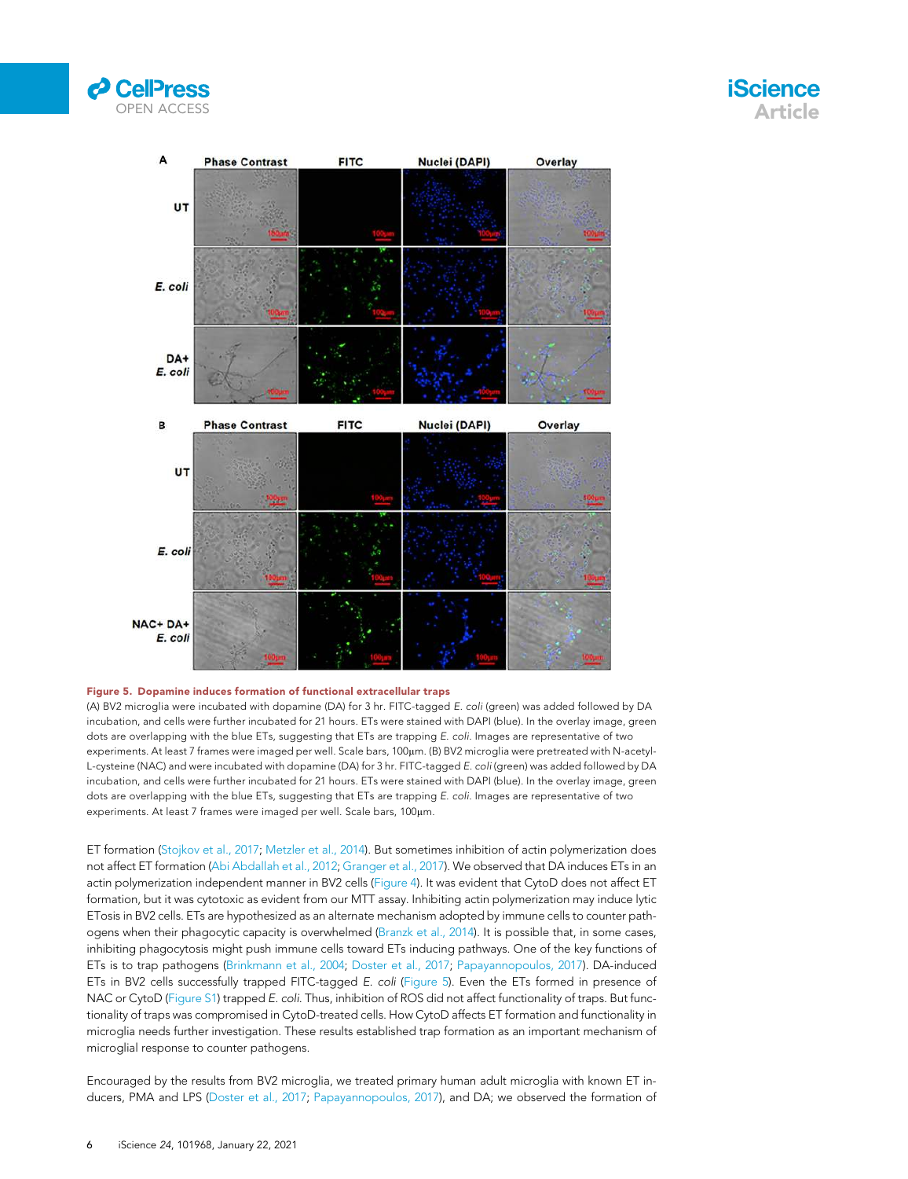**Figure 5. Dopamine induces formation of functional extracellular traps**

(A) BV2 microglia were incubated with dopamine (DA) for 3 hr. FITC-tagged *E. coli* (green) was added followed by DA incubation, and cells were further incubated for 21 hours. ETs were stained with DAPI (blue). In the overlay image, green dots are overlapping with the blue ETs, suggesting that ETs are trapping *E. coli*. Images are representative of two experiments. At least 7 frames were imaged per well. Scale bars, 100μm. (B) BV2 microglia were pretreated with N-acetyl-L-cysteine (NAC) and were incubated with dopamine (DA) for 3 hr. FITC-tagged *E. coli* (green) was added followed by DA incubation, and cells were further incubated for 21 hours. ETs were stained with DAPI (blue). In the overlay image, green dots are overlapping with the blue ETs, suggesting that ETs are trapping *E. coli*. Images are representative of two experiments. At least 7 frames were imaged per well. Scale bars, 100μm.

ET formation (Stojkov et al., 2017; Metzler et al., 2014). But sometimes inhibition of actin polymerization does not affect ET formation (Abi Abdallah et al., 2012; Granger et al., 2017). We observed that DA induces ETs in an actin polymerization independent manner in BV2 cells (Figure 4). It was evident that CytoD does not affect ET formation, but it was cytotoxic as evident from our MTT assay. Inhibiting actin polymerization may induce lytic ETosis in BV2 cells. ETs are hypothesized as an alternate mechanism adopted by immune cells to counter pathogens when their phagocytic capacity is overwhelmed (Branzk et al., 2014). It is possible that, in some cases, inhibiting phagocytosis might push immune cells toward ETs inducing pathways. One of the key functions of ETs is to trap pathogens (Brinkmann et al., 2004; Doster et al., 2017; Papayannopoulos, 2017). DA-induced ETs in BV2 cells successfully trapped FITC-tagged *E. coli* (Figure 5). Even the ETs formed in presence of NAC or CytoD (Figure S1) trapped *E. coli*. Thus, inhibition of ROS did not affect functionality of traps. But functionality of traps was compromised in CytoD-treated cells. How CytoD affects ET formation and functionality in microglia needs further investigation. These results established trap formation as an important mechanism of microglial response to counter pathogens.

Encouraged by the results from BV2 microglia, we treated primary human adult microglia with known ET inducers, PMA and LPS (Doster et al., 2017; Papayannopoulos, 2017), and DA; we observed the formation of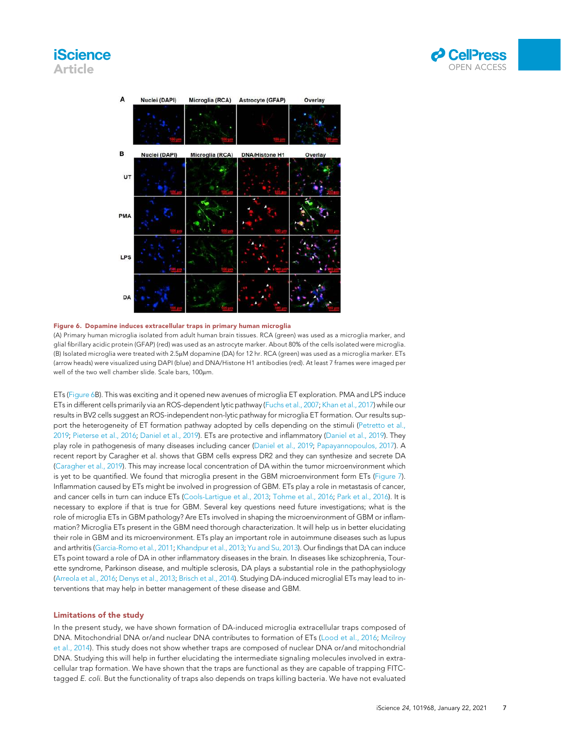**Figure 6. Dopamine induces extracellular traps in primary human microglia**

(A) Primary human microglia isolated from adult human brain tissues. RCA (green) was used as a microglia marker, and glial fibrillary acidic protein (GFAP) (red) was used as an astrocyte marker. About 80% of the cells isolated were microglia.
(B) Isolated microglia were treated with 2.5μM dopamine (DA) for 12 hr. RCA (green) was used as a microglia marker. ETs (arrow heads) were visualized using DAPI (blue) and DNA/Histone H1 antibodies (red). At least 7 frames were imaged per well of the two well chamber slide. Scale bars, 100μm.

ETs (Figure 6B). This was exciting and it opened new avenues of microglia ET exploration. PMA and LPS induce ETs in different cells primarily via an ROS-dependent lytic pathway (Fuchs et al., 2007; Khan et al., 2017) while our results in BV2 cells suggest an ROS-independent non-lytic pathway for microglia ET formation. Our results support the heterogeneity of ET formation pathway adopted by cells depending on the stimuli (Petretto et al., 2019; Pieterse et al., 2016; Daniel et al., 2019). ETs are protective and inflammatory (Daniel et al., 2019). They play role in pathogenesis of many diseases including cancer (Daniel et al., 2019; Papayannopoulos, 2017). A recent report by Caragher et al. shows that GBM cells express DR2 and they can synthesize and secrete DA (Caragher et al., 2019). This may increase local concentration of DA within the tumor microenvironment which is yet to be quantified. We found that microglia present in the GBM microenvironment form ETs (Figure 7). Inflammation caused by ETs might be involved in progression of GBM. ETs play a role in metastasis of cancer, and cancer cells in turn can induce ETs (Cools-Lartigue et al., 2013; Tohme et al., 2016; Park et al., 2016). It is necessary to explore if that is true for GBM. Several key questions need future investigations; what is the role of microglia ETs in GBM pathology? Are ETs involved in shaping the microenvironment of GBM or inflammation? Microglia ETs present in the GBM need thorough characterization. It will help us in better elucidating their role in GBM and its microenvironment. ETs play an important role in autoimmune diseases such as lupus and arthritis (Garcia-Romo et al., 2011; Khandpur et al., 2013; Yu and Su, 2013). Our findings that DA can induce ETs point toward a role of DA in other inflammatory diseases in the brain. In diseases like schizophrenia, Tourette syndrome, Parkinson disease, and multiple sclerosis, DA plays a substantial role in the pathophysiology (Arreola et al., 2016; Denys et al., 2013; Brisch et al., 2014). Studying DA-induced microglial ETs may lead to interventions that may help in better management of these disease and GBM.

## Limitations of the study

In the present study, we have shown formation of DA-induced microglia extracellular traps composed of DNA. Mitochondrial DNA or/and nuclear DNA contributes to formation of ETs (Lood et al., 2016; Mcilroy et al., 2014). This study does not show whether traps are composed of nuclear DNA or/and mitochondrial DNA. Studying this will help in further elucidating the intermediate signaling molecules involved in extracellular trap formation. We have shown that the traps are functional as they are capable of trapping FITC-tagged *E. coli*. But the functionality of traps also depends on traps killing bacteria. We have not evaluated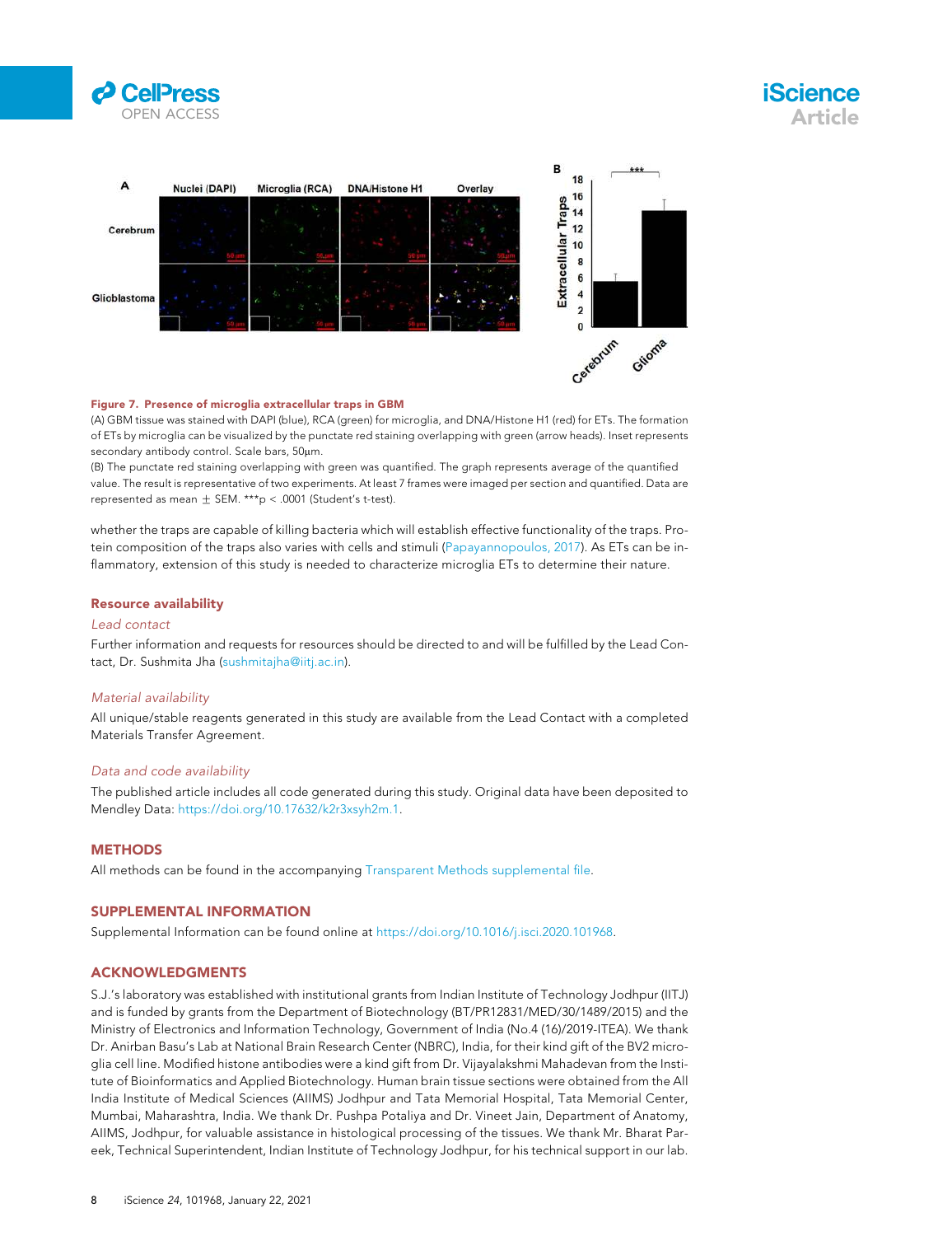**Figure 7. Presence of microglia extracellular traps in GBM**

(A) GBM tissue was stained with DAPI (blue), RCA (green) for microglia, and DNA/Histone H1 (red) for ETs. The formation of ETs by microglia can be visualized by the punctate red staining overlapping with green (arrow heads). Inset represents secondary antibody control. Scale bars, 50μm.

(B) The punctate red staining overlapping with green was quantified. The graph represents average of the quantified value. The result is representative of two experiments. At least 7 frames were imaged per section and quantified. Data are represented as mean ± SEM. ***p < .0001 (Student's t-test).

whether the traps are capable of killing bacteria which will establish effective functionality of the traps. Protein composition of the traps also varies with cells and stimuli (Papayannopoulos, 2017). As ETs can be inflammatory, extension of this study is needed to characterize microglia ETs to determine their nature.

## Resource availability

### *Lead contact*

Further information and requests for resources should be directed to and will be fulfilled by the Lead Contact, Dr. Sushmita Jha (sushmitajha@iitj.ac.in).

### *Material availability*

All unique/stable reagents generated in this study are available from the Lead Contact with a completed Materials Transfer Agreement.

### *Data and code availability*

The published article includes all code generated during this study. Original data have been deposited to Mendley Data: https://doi.org/10.17632/k2r3xsyh2m.1.

## METHODS

All methods can be found in the accompanying Transparent Methods supplemental file.

## SUPPLEMENTAL INFORMATION

Supplemental Information can be found online at https://doi.org/10.1016/j.isci.2020.101968.

## ACKNOWLEDGMENTS

S.J.'s laboratory was established with institutional grants from Indian Institute of Technology Jodhpur (IITJ) and is funded by grants from the Department of Biotechnology (BT/PR12831/MED/30/1489/2015) and the Ministry of Electronics and Information Technology, Government of India (No.4 (16)/2019-ITEA). We thank Dr. Anirban Basu's Lab at National Brain Research Center (NBRC), India, for their kind gift of the BV2 microglia cell line. Modified histone antibodies were a kind gift from Dr. Vijayalakshmi Mahadevan from the Institute of Bioinformatics and Applied Biotechnology. Human brain tissue sections were obtained from the All India Institute of Medical Sciences (AIIMS) Jodhpur and Tata Memorial Hospital, Tata Memorial Center, Mumbai, Maharashtra, India. We thank Dr. Pushpa Potaliya and Dr. Vineet Jain, Department of Anatomy, AIIMS, Jodhpur, for valuable assistance in histological processing of the tissues. We thank Mr. Bharat Pareek, Technical Superintendent, Indian Institute of Technology Jodhpur, for his technical support in our lab.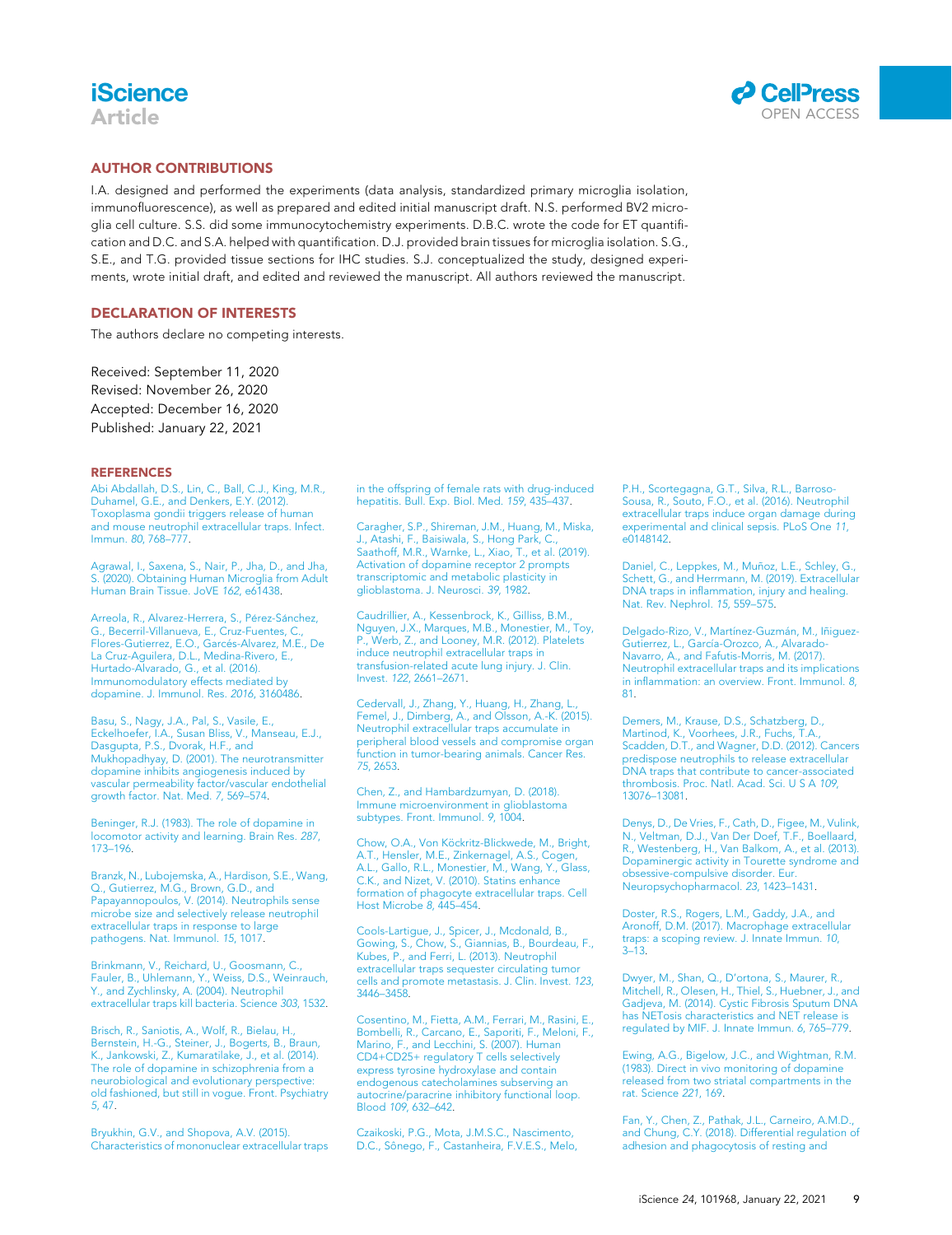## AUTHOR CONTRIBUTIONS

I.A. designed and performed the experiments (data analysis, standardized primary microglia isolation, immunofluorescence), as well as prepared and edited initial manuscript draft. N.S. performed BV2 microglia cell culture. S.S. did some immunocytochemistry experiments. D.B.C. wrote the code for ET quantification and D.C. and S.A. helped with quantification. D.J. provided brain tissues for microglia isolation. S.G., S.E., and T.G. provided tissue sections for IHC studies. S.J. conceptualized the study, designed experiments, wrote initial draft, and edited and reviewed the manuscript. All authors reviewed the manuscript.

## DECLARATION OF INTERESTS

The authors declare no competing interests.

Received: September 11, 2020
Revised: November 26, 2020
Accepted: December 16, 2020
Published: January 22, 2021

## REFERENCES

Abi Abdallah, D.S., Lin, C., Ball, C.J., King, M.R., Duhamel, G.E., and Denkers, E.Y. (2012). Toxoplasma gondii triggers release of human and mouse neutrophil extracellular traps. Infect. Immun. *80*, 768–777.

Agrawal, I., Saxena, S., Nair, P., Jha, D., and Jha, S. (2020). Obtaining Human Microglia from Adult Human Brain Tissue. JoVE *162*, e61438.

Arreola, R., Alvarez-Herrera, S., Pérez-Sánchez, G., Becerril-Villanueva, E., Cruz-Fuentes, C., Flores-Gutierrez, E.O., Garcés-Alvarez, M.E., De La Cruz-Aguilera, D.L., Medina-Rivero, E., Hurtado-Alvarado, G., et al. (2016). Immunomodulatory effects mediated by dopamine. J. Immunol. Res. *2016*, 3160486.

Basu, S., Nagy, J.A., Pal, S., Vasile, E., Eckelhoefer, I.A., Susan Bliss, V., Manseau, E.J., Dasgupta, P.S., Dvorak, H.F., and Mukhopadhyay, D. (2001). The neurotransmitter dopamine inhibits angiogenesis induced by vascular permeability factor/vascular endothelial growth factor. Nat. Med. *7*, 569–574.

Beninger, R.J. (1983). The role of dopamine in locomotor activity and learning. Brain Res. *287*, 173–196.

Branzk, N., Lubojemska, A., Hardison, S.E., Wang, Q., Gutierrez, M.G., Brown, G.D., and Papayannopoulos, V. (2014). Neutrophils sense microbe size and selectively release neutrophil extracellular traps in response to large pathogens. Nat. Immunol. *15*, 1017.

Brinkmann, V., Reichard, U., Goosmann, C., Fauler, B., Uhlemann, Y., Weiss, D.S., Weinrauch, Y., and Zychlinsky, A. (2004). Neutrophil extracellular traps kill bacteria. Science *303*, 1532.

Brisch, R., Saniotis, A., Wolf, R., Bielau, H., Bernstein, H.-G., Steiner, J., Bogerts, B., Braun, K., Jankowski, Z., Kumaratilake, J., et al. (2014). The role of dopamine in schizophrenia from a neurobiological and evolutionary perspective: old fashioned, but still in vogue. Front. Psychiatry *5*, 47.

Bryukhin, G.V., and Shopova, A.V. (2015). Characteristics of mononuclear extracellular traps in the offspring of female rats with drug-induced hepatitis. Bull. Exp. Biol. Med. *159*, 435–437.

Caragher, S.P., Shireman, J.M., Huang, M., Miska, J., Atashi, F., Baisiwala, S., Hong Park, C., Saathoff, M.R., Warnke, L., Xiao, T., et al. (2019). Activation of dopamine receptor 2 prompts transcriptomic and metabolic plasticity in glioblastoma. J. Neurosci. *39*, 1982.

Caudrillier, A., Kessenbrock, K., Gilliss, B.M., Nguyen, J.X., Marques, M.B., Monestier, M., Toy, P., Werb, Z., and Looney, M.R. (2012). Platelets induce neutrophil extracellular traps in transfusion-related acute lung injury. J. Clin. Invest. *122*, 2661–2671.

Cedervall, J., Zhang, Y., Huang, H., Zhang, L., Femel, J., Dimberg, A., and Olsson, A.-K. (2015). Neutrophil extracellular traps accumulate in peripheral blood vessels and compromise organ function in tumor-bearing animals. Cancer Res. *75*, 2653.

Chen, Z., and Hambardzumyan, D. (2018). Immune microenvironment in glioblastoma subtypes. Front. Immunol. *9*, 1004.

Chow, O.A., Von Köckritz-Blickwede, M., Bright, A.T., Hensler, M.E., Zinkernagel, A.S., Cogen, A.L., Gallo, R.L., Monestier, M., Wang, Y., Glass, C.K., and Nizet, V. (2010). Statins enhance formation of phagocyte extracellular traps. Cell Host Microbe *8*, 445–454.

Cools-Lartigue, J., Spicer, J., Mcdonald, B., Gowing, S., Chow, S., Giannias, B., Bourdeau, F., Kubes, P., and Ferri, L. (2013). Neutrophil extracellular traps sequester circulating tumor cells and promote metastasis. J. Clin. Invest. *123*, 3446–3458.

Cosentino, M., Fietta, A.M., Ferrari, M., Rasini, E., Bombelli, R., Carcano, E., Saporiti, F., Meloni, F., Marino, F., and Lecchini, S. (2007). Human CD4+CD25+ regulatory T cells selectively express tyrosine hydroxylase and contain endogenous catecholamines subserving an autocrine/paracrine inhibitory functional loop. Blood *109*, 632–642.

Czaikoski, P.G., Mota, J.M.S.C., Nascimento, D.C., Sônego, F., Castanheira, F.V.E.S., Melo, P.H., Scortegagna, G.T., Silva, R.L., Barroso-Sousa, R., Souto, F.O., et al. (2016). Neutrophil extracellular traps induce organ damage during experimental and clinical sepsis. PLoS One *11*, e0148142.

Daniel, C., Leppkes, M., Muñoz, L.E., Schley, G., Schett, G., and Herrmann, M. (2019). Extracellular DNA traps in inflammation, injury and healing. Nat. Rev. Nephrol. *15*, 559–575.

Delgado-Rizo, V., Martínez-Guzmán, M., Iñiguez-Gutierrez, L., García-Orozco, A., Alvarado-Navarro, A., and Fafutis-Morris, M. (2017). Neutrophil extracellular traps and its implications in inflammation: an overview. Front. Immunol. *8*, 81.

Demers, M., Krause, D.S., Schatzberg, D., Martinod, K., Voorhees, J.R., Fuchs, T.A., Scadden, D.T., and Wagner, D.D. (2012). Cancers predispose neutrophils to release extracellular DNA traps that contribute to cancer-associated thrombosis. Proc. Natl. Acad. Sci. U S A *109*, 13076–13081.

Denys, D., De Vries, F., Cath, D., Figee, M., Vulink, N., Veltman, D.J., Van Der Doef, T.F., Boellaard, R., Westenberg, H., Van Balkom, A., et al. (2013). Dopaminergic activity in Tourette syndrome and obsessive-compulsive disorder. Eur. Neuropsychopharmacol. *23*, 1423–1431.

Doster, R.S., Rogers, L.M., Gaddy, J.A., and Aronoff, D.M. (2017). Macrophage extracellular traps: a scoping review. J. Innate Immun. *10*, 3–13.

Dwyer, M., Shan, Q., D'ortona, S., Maurer, R., Mitchell, R., Olesen, H., Thiel, S., Huebner, J., and Gadjeva, M. (2014). Cystic Fibrosis Sputum DNA has NETosis characteristics and NET release is regulated by MIF. J. Innate Immun. *6*, 765–779.

Ewing, A.G., Bigelow, J.C., and Wightman, R.M. (1983). Direct in vivo monitoring of dopamine released from two striatal compartments in the rat. Science *221*, 169.

Fan, Y., Chen, Z., Pathak, J.L., Carneiro, A.M.D., and Chung, C.Y. (2018). Differential regulation of adhesion and phagocytosis of resting and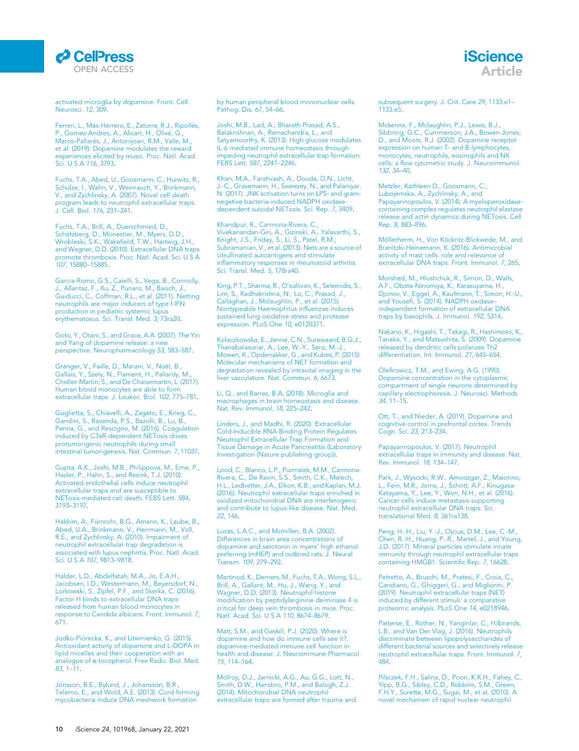activated microglia by dopamine. Front. Cell. Neurosci. *12*, 309.

Ferreri, L., Mas-Herrero, E., Zatorre, R.J., Ripollés, P., Gomez-Andres, A., Alicart, H., Olivé, G., Marco-Pallarés, J., Antonijoan, R.M., Valle, M., et al. (2019). Dopamine modulates the reward experiences elicited by music. Proc. Natl. Acad. Sci. U S A *116*, 3793.

Fuchs, T.A., Abed, U., Goosmann, C., Hurwitz, R., Schulze, I., Wahn, V., Weinrauch, Y., Brinkmann, V., and Zychlinsky, A. (2007). Novel cell death program leads to neutrophil extracellular traps. J. Cell. Biol. *176*, 231–241.

Fuchs, T.A., Brill, A., Duerschmied, D., Schatzberg, D., Monestier, M., Myers, D.D., Wrobleski, S.K., Wakefield, T.W., Hartwig, J.H., and Wagner, D.D. (2010). Extracellular DNA traps promote thrombosis. Proc. Natl. Acad. Sci. U S A *107*, 15880–15885.

Garcia-Romo, G.S., Caielli, S., Vega, B., Connolly, J., Allantaz, F., Xu, Z., Punaro, M., Baisch, J., Guiducci, C., Coffman, R.L., et al. (2011). Netting neutrophils are major inducers of type I IFN production in pediatric systemic lupus erythematosus. Sci. Transl. Med. *3*, 73ra20.

Goto, Y., Otani, S., and Grace, A.A. (2007). The Yin and Yang of dopamine release: a new perspective. Neuropharmacology *53*, 583–587.

Granger, V., Faille, D., Marani, V., Noël, B., Gallais, Y., Szely, N., Flament, H., Pallardy, M., Chollet-Martin, S., and De Chaisemartin, L. (2017). Human blood monocytes are able to form extracellular traps. J. Leukoc. Biol. *102*, 775–781.

Guglietta, S., Chiavelli, A., Zagato, E., Krieg, C., Gandini, S., Ravenda, P.S., Bazolli, B., Lu, B., Penna, G., and Rescigno, M. (2016). Coagulation induced by C3aR-dependent NETosis drives protumorigenic neutrophils during small intestinal tumorigenesis. Nat. Commun. *7*, 11037.

Gupta, A.K., Joshi, M.B., Philippova, M., Erne, P., Hasler, P., Hahn, S., and Resink, T.J. (2010). Activated endothelial cells induce neutrophil extracellular traps and are susceptible to NETosis-mediated cell death. FEBS Lett. *584*, 3193–3197.

Hakkim, A., Fürnrohr, B.G., Amann, K., Laube, B., Abed, U.A., Brinkmann, V., Herrmann, M., Voll, R.E., and Zychlinsky, A. (2010). Impairment of neutrophil extracellular trap degradation is associated with lupus nephritis. Proc. Natl. Acad. Sci. U S A *107*, 9813–9818.

Halder, L.D., Abdelfatah, M.A., Jo, E.A.H., Jacobsen, I.D., Westermann, M., Beyersdorf, N., Lorkowski, S., Zipfel, P.F., and Skerka, C. (2016). Factor H binds to extracellular DNA traps released from human blood monocytes in response to Candida albicans. Front. Immunol. *7*, 671.

Jodko-Piórecka, K., and Litwinienko, G. (2015). Antioxidant activity of dopamine and L-DOPA in lipid micelles and their cooperation with an analogue of α-tocopherol. Free Radic. Biol. Med. *83*, 1–11.

Jönsson, B.E., Bylund, J., Johansson, B.R., Telemo, E., and Wold, A.E. (2013). Cord-forming mycobacteria induce DNA meshwork formation by human peripheral blood mononuclear cells. Pathog. Dis. *67*, 54–66.

Joshi, M.B., Lad, A., Bharath Prasad, A.S., Balakrishnan, A., Ramachandra, L., and Satyamoorthy, K. (2013). High glucose modulates IL-6 mediated immune homeostasis through impeding neutrophil extracellular trap formation. FEBS Lett. *587*, 2241–2246.

Khan, M.A., Farahvash, A., Douda, D.N., Licht, J.-C., Grasemann, H., Sweezey, N., and Palaniyar, N. (2017). JNK activation turns on LPS- and gram-negative bacteria-induced NADPH oxidase-dependent suicidal NETosis. Sci. Rep. *7*, 3409.

Khandpur, R., Carmona-Rivera, C., Vivekanandan-Giri, A., Gizinski, A., Yalavarthi, S., Knight, J.S., Friday, S., Li, S., Patel, R.M., Subramanian, V., et al. (2013). Nets are a source of citrullinated autoantigens and stimulate inflammatory responses in rheumatoid arthritis. Sci. Transl. Med. *5*, 178ra40.

King, P.T., Sharma, R., O'sullivan, K., Selemidis, S., Lim, S., Radhakrishna, N., Lo, C., Prasad, J., Callaghan, J., Mclaughlin, P., et al. (2015). Nontypeable Haemophilus influenzae induces sustained lung oxidative stress and protease expression. PLoS One *10*, e0120371.

Kolaczkowska, E., Jenne, C.N., Surewaard, B.G.J., Thanabalasuriar, A., Lee, W.-Y., Sanz, M.-J., Mowen, K., Opdenakker, G., and Kubes, P. (2015). Molecular mechanisms of NET formation and degradation revealed by intravital imaging in the liver vasculature. Nat. Commun. *6*, 6673.

Li, Q., and Barres, B.A. (2018). Microglia and macrophages in brain homeostasis and disease. Nat. Rev. Immunol. *18*, 225–242.

Linders, J., and Madhi, R. (2020). Extracellular Cold-Inducible RNA-Binding Protein Regulates Neutrophil Extracellular Trap Formation and Tissue Damage in Acute Pancreatitis (Laboratory Investigation (Nature publishing group)).

Lood, C., Blanco, L.P., Purmalek, M.M., Carmona-Rivera, C., De Ravin, S.S., Smith, C.K., Malech, H.L., Ledbetter, J.A., Elkon, K.B., and Kaplan, M.J. (2016). Neutrophil extracellular traps enriched in oxidized mitochondrial DNA are interferogenic and contribute to lupus-like disease. Nat. Med. *22*, 146.

Lucas, L.A.C., and Mcmillen, B.A. (2002). Differences in brain area concentrations of dopamine and serotonin in myers' high ethanol preferring (mHEP) and outbred rats. J. Neural Transm. *109*, 279–292.

Martinod, K., Demers, M., Fuchs, T.A., Wong, S.L., Brill, A., Gallant, M., Hu, J., Wang, Y., and Wagner, D.D. (2013). Neutrophil histone modification by peptidylarginine deiminase 4 is critical for deep vein thrombosis in mice. Proc. Natl. Acad. Sci. U S A *110*, 8674–8679.

Matt, S.M., and Gaskill, P.J. (2020). Where is dopamine and how do immune cells see it?: dopamine-mediated immune cell function in health and disease. J. Neuroimmune Pharmacol. *15*, 114–164.

Mcilroy, D.J., Jarnicki, A.G., Au, G.G., Lott, N., Smith, D.W., Hansbro, P.M., and Balogh, Z.J. (2014). Mitochondrial DNA neutrophil extracellular traps are formed after trauma and subsequent surgery. J. Crit. Care *29*, 1133.e1–1133.e5.

Mckenna, F., Mclaughlin, P.J., Lewis, B.J., Sibbring, G.C., Cummerson, J.A., Bowen-Jones, D., and Moots, R.J. (2002). Dopamine receptor expression on human T- and B-lymphocytes, monocytes, neutrophils, eosinophils and NK cells: a flow cytometric study. J. Neuroimmunol. *132*, 34–40.

Metzler, Kathleen D., Goosmann, C., Lubojemska, A., Zychlinsky, A., and Papayannopoulos, V. (2014). A myeloperoxidase-containing complex regulates neutrophil elastase release and actin dynamics during NETosis. Cell Rep. *8*, 883–896.

Möllerherm, H., Von Köckritz-Blickwede, M., and Branitzki-Heinemann, K. (2016). Antimicrobial activity of mast cells: role and relevance of extracellular DNA traps. Front. Immunol. *7*, 265.

Morshed, M., Hlushchuk, R., Simon, D., Walls, A.F., Obata-Ninomiya, K., Karasuyama, H., Djonov, V., Eggel, A., Kaufmann, T., Simon, H.-U., and Yousefi, S. (2014). NADPH oxidase–independent formation of extracellular DNA traps by basophils. J. Immunol. *192*, 5314.

Nakano, K., Higashi, T., Takagi, R., Hashimoto, K., Tanaka, Y., and Matsushita, S. (2009). Dopamine released by dendritic cells polarizes Th2 differentiation. Int. Immunol. *21*, 645–654.

Olefirowicz, T.M., and Ewing, A.G. (1990). Dopamine concentration in the cytoplasmic compartment of single neurons determined by capillary electrophoresis. J. Neurosci. Methods *34*, 11–15.

Ott, T., and Nieder, A. (2019). Dopamine and cognitive control in prefrontal cortex. Trends Cogn. Sci. *23*, 213–234.

Papayannopoulos, V. (2017). Neutrophil extracellular traps in immunity and disease. Nat. Rev. Immunol. *18*, 134–147.

Park, J., Wysocki, R.W., Amoozgar, Z., Maiorino, L., Fein, M.R., Jorns, J., Schott, A.F., Kinugasa-Katayama, Y., Lee, Y., Won, N.H., et al. (2016). Cancer cells induce metastasis-supporting neutrophil extracellular DNA traps. Sci. translational Med. *8*, 361ra138.

Peng, H.-H., Liu, Y.-J., Ojcius, D.M., Lee, C.-M., Chen, R.-H., Huang, P.-R., Martel, J., and Young, J.D. (2017). Mineral particles stimulate innate immunity through neutrophil extracellular traps containing HMGB1. Scientific Rep. *7*, 16628.

Petretto, A., Bruschi, M., Pratesi, F., Croia, C., Candiano, G., Ghiggeri, G., and Migliorini, P. (2019). Neutrophil extracellular traps (NET) induced by different stimuli: a comparative proteomic analysis. PLoS One *14*, e0218946.

Pieterse, E., Rother, N., Yanginlar, C., Hilbrands, L.B., and Van Der Vlag, J. (2016). Neutrophils discriminate between lipopolysaccharides of different bacterial sources and selectively release neutrophil extracellular traps. Front. Immunol. *7*, 484.

Pilsczek, F.H., Salina, D., Poon, K.K.H., Fahey, C., Yipp, B.G., Sibley, C.D., Robbins, S.M., Green, F.H.Y., Surette, M.G., Sugai, M., et al. (2010). A novel mechanism of rapid nuclear neutrophil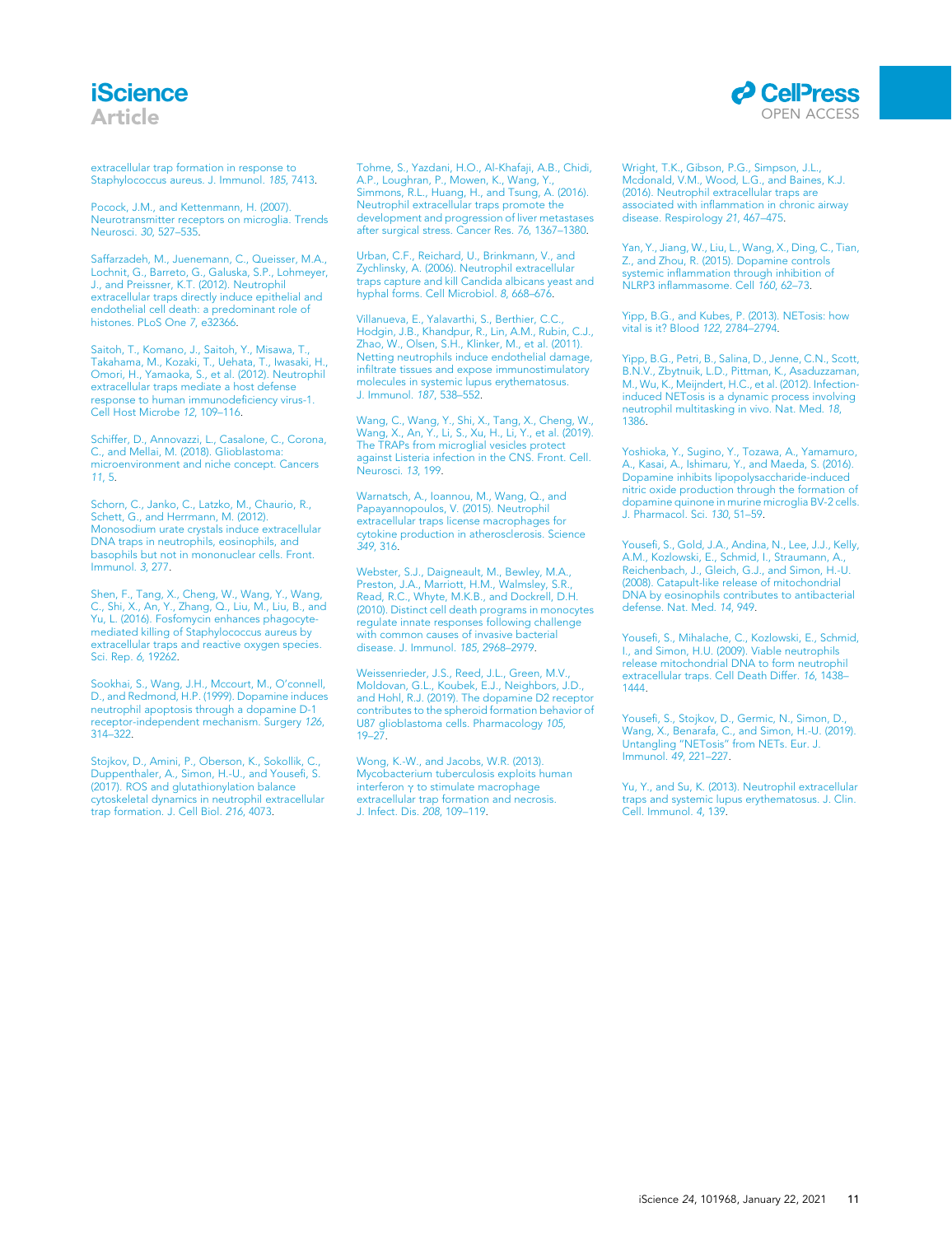extracellular trap formation in response to Staphylococcus aureus. J. Immunol. *185*, 7413.

Pocock, J.M., and Kettenmann, H. (2007). Neurotransmitter receptors on microglia. Trends Neurosci. *30*, 527–535.

Saffarzadeh, M., Juenemann, C., Queisser, M.A., Lochnit, G., Barreto, G., Galuska, S.P., Lohmeyer, J., and Preissner, K.T. (2012). Neutrophil extracellular traps directly induce epithelial and endothelial cell death: a predominant role of histones. PLoS One *7*, e32366.

Saitoh, T., Komano, J., Saitoh, Y., Misawa, T., Takahama, M., Kozaki, T., Uehata, T., Iwasaki, H., Omori, H., Yamaoka, S., et al. (2012). Neutrophil extracellular traps mediate a host defense response to human immunodeficiency virus-1. Cell Host Microbe *12*, 109–116.

Schiffer, D., Annovazzi, L., Casalone, C., Corona, C., and Mellai, M. (2018). Glioblastoma: microenvironment and niche concept. Cancers *11*, 5.

Schorn, C., Janko, C., Latzko, M., Chaurio, R., Schett, G., and Herrmann, M. (2012). Monosodium urate crystals induce extracellular DNA traps in neutrophils, eosinophils, and basophils but not in mononuclear cells. Front. Immunol. *3*, 277.

Shen, F., Tang, X., Cheng, W., Wang, Y., Wang, C., Shi, X., An, Y., Zhang, Q., Liu, M., Liu, B., and Yu, L. (2016). Fosfomycin enhances phagocyte-mediated killing of Staphylococcus aureus by extracellular traps and reactive oxygen species. Sci. Rep. *6*, 19262.

Sookhai, S., Wang, J.H., Mccourt, M., O'connell, D., and Redmond, H.P. (1999). Dopamine induces neutrophil apoptosis through a dopamine D-1 receptor-independent mechanism. Surgery *126*, 314–322.

Stojkov, D., Amini, P., Oberson, K., Sokollik, C., Duppenthaler, A., Simon, H.-U., and Yousefi, S. (2017). ROS and glutathionylation balance cytoskeletal dynamics in neutrophil extracellular trap formation. J. Cell Biol. *216*, 4073.

Tohme, S., Yazdani, H.O., Al-Khafaji, A.B., Chidi, A.P., Loughran, P., Mowen, K., Wang, Y., Simmons, R.L., Huang, H., and Tsung, A. (2016). Neutrophil extracellular traps promote the development and progression of liver metastases after surgical stress. Cancer Res. *76*, 1367–1380.

Urban, C.F., Reichard, U., Brinkmann, V., and Zychlinsky, A. (2006). Neutrophil extracellular traps capture and kill Candida albicans yeast and hyphal forms. Cell Microbiol. *8*, 668–676.

Villanueva, E., Yalavarthi, S., Berthier, C.C., Hodgin, J.B., Khandpur, R., Lin, A.M., Rubin, C.J., Zhao, W., Olsen, S.H., Klinker, M., et al. (2011). Netting neutrophils induce endothelial damage, infiltrate tissues and expose immunostimulatory molecules in systemic lupus erythematosus. J. Immunol. *187*, 538–552.

Wang, C., Wang, Y., Shi, X., Tang, X., Cheng, W., Wang, X., An, Y., Li, S., Xu, H., Li, Y., et al. (2019). The TRAPs from microglial vesicles protect against Listeria infection in the CNS. Front. Cell. Neurosci. *13*, 199.

Warnatsch, A., Ioannou, M., Wang, Q., and Papayannopoulos, V. (2015). Neutrophil extracellular traps license macrophages for cytokine production in atherosclerosis. Science *349*, 316.

Webster, S.J., Daigneault, M., Bewley, M.A., Preston, J.A., Marriott, H.M., Walmsley, S.R., Read, R.C., Whyte, M.K.B., and Dockrell, D.H. (2010). Distinct cell death programs in monocytes regulate innate responses following challenge with common causes of invasive bacterial disease. J. Immunol. *185*, 2968–2979.

Weissenrieder, J.S., Reed, J.L., Green, M.V., Moldovan, G.L., Koubek, E.J., Neighbors, J.D., and Hohl, R.J. (2019). The dopamine D2 receptor contributes to the spheroid formation behavior of U87 glioblastoma cells. Pharmacology *105*, 19–27.

Wong, K.-W., and Jacobs, W.R. (2013). Mycobacterium tuberculosis exploits human interferon γ to stimulate macrophage extracellular trap formation and necrosis. J. Infect. Dis. *208*, 109–119.

Wright, T.K., Gibson, P.G., Simpson, J.L., Mcdonald, V.M., Wood, L.G., and Baines, K.J. (2016). Neutrophil extracellular traps are associated with inflammation in chronic airway disease. Respirology *21*, 467–475.

Yan, Y., Jiang, W., Liu, L., Wang, X., Ding, C., Tian, Z., and Zhou, R. (2015). Dopamine controls systemic inflammation through inhibition of NLRP3 inflammasome. Cell *160*, 62–73.

Yipp, B.G., and Kubes, P. (2013). NETosis: how vital is it? Blood *122*, 2784–2794.

Yipp, B.G., Petri, B., Salina, D., Jenne, C.N., Scott, B.N.V., Zbytnuik, L.D., Pittman, K., Asaduzzaman, M., Wu, K., Meijndert, H.C., et al. (2012). Infection-induced NETosis is a dynamic process involving neutrophil multitasking in vivo. Nat. Med. *18*, 1386.

Yoshioka, Y., Sugino, Y., Tozawa, A., Yamamuro, A., Kasai, A., Ishimaru, Y., and Maeda, S. (2016). Dopamine inhibits lipopolysaccharide-induced nitric oxide production through the formation of dopamine quinone in murine microglia BV-2 cells. J. Pharmacol. Sci. *130*, 51–59.

Yousefi, S., Gold, J.A., Andina, N., Lee, J.J., Kelly, A.M., Kozlowski, E., Schmid, I., Straumann, A., Reichenbach, J., Gleich, G.J., and Simon, H.-U. (2008). Catapult-like release of mitochondrial DNA by eosinophils contributes to antibacterial defense. Nat. Med. *14*, 949.

Yousefi, S., Mihalache, C., Kozlowski, E., Schmid, I., and Simon, H.U. (2009). Viable neutrophils release mitochondrial DNA to form neutrophil extracellular traps. Cell Death Differ. *16*, 1438–1444.

Yousefi, S., Stojkov, D., Germic, N., Simon, D., Wang, X., Benarafa, C., and Simon, H.-U. (2019). Untangling "NETosis" from NETs. Eur. J. Immunol. *49*, 221–227.

Yu, Y., and Su, K. (2013). Neutrophil extracellular traps and systemic lupus erythematosus. J. Clin. Cell. Immunol. *4*, 139.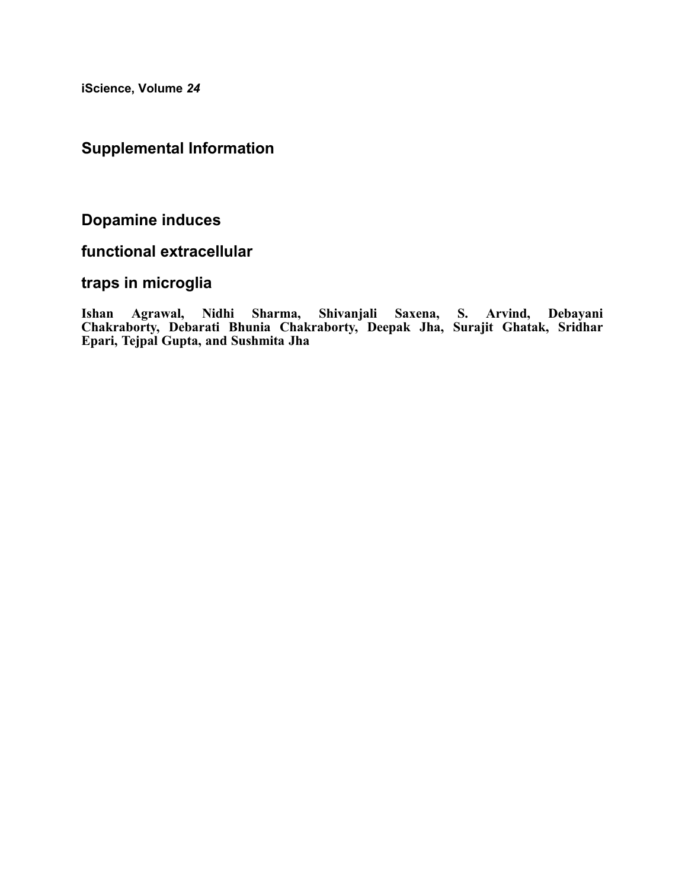**iScience, Volume *24***

## Supplemental Information

# Dopamine induces functional extracellular traps in microglia

**Ishan Agrawal, Nidhi Sharma, Shivanjali Saxena, S. Arvind, Debayani Chakraborty, Debarati Bhunia Chakraborty, Deepak Jha, Surajit Ghatak, Sridhar Epari, Tejpal Gupta, and Sushmita Jha**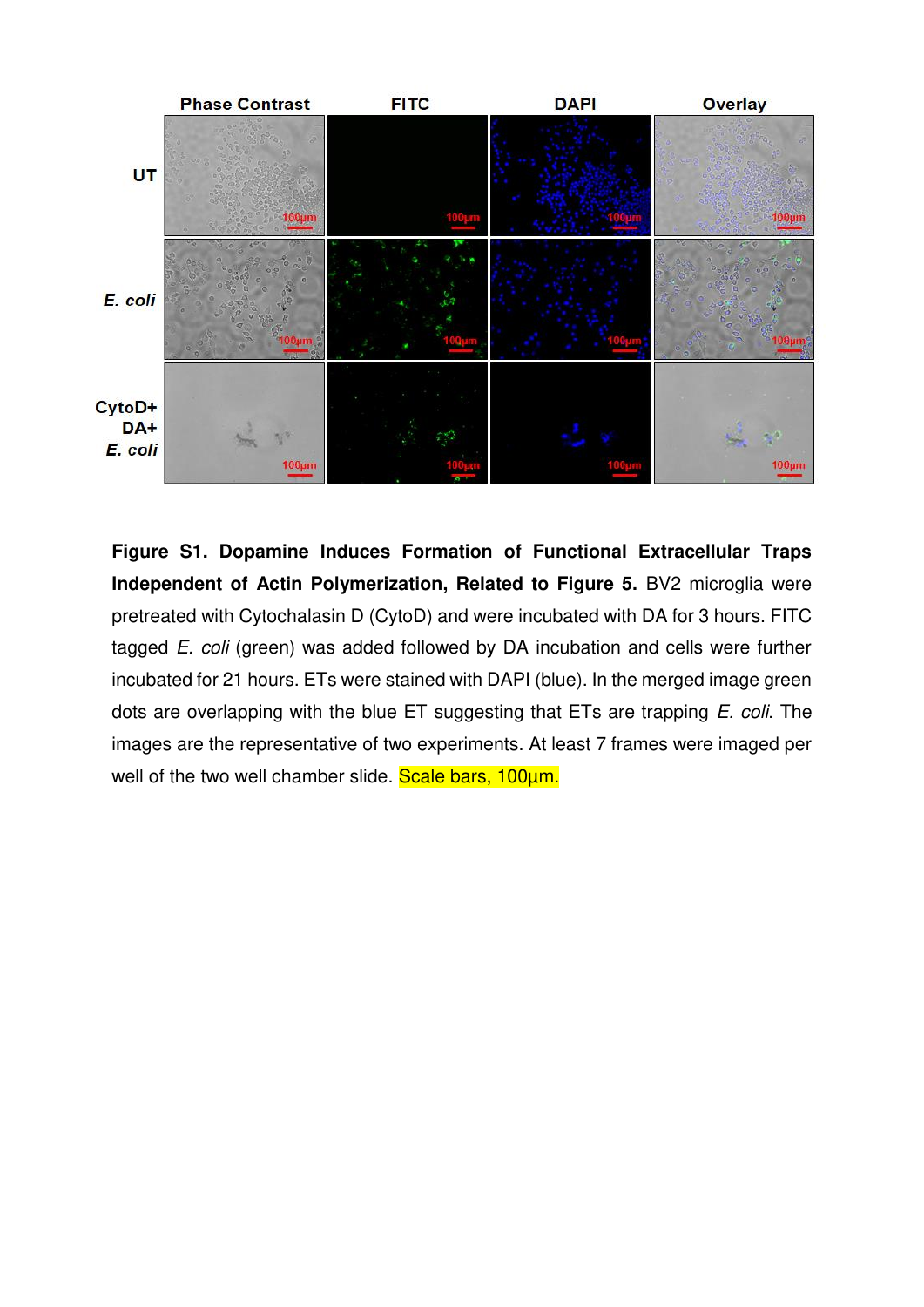**Figure S1. Dopamine Induces Formation of Functional Extracellular Traps Independent of Actin Polymerization, Related to Figure 5.** BV2 microglia were pretreated with Cytochalasin D (CytoD) and were incubated with DA for 3 hours. FITC tagged *E. coli* (green) was added followed by DA incubation and cells were further incubated for 21 hours. ETs were stained with DAPI (blue). In the merged image green dots are overlapping with the blue ET suggesting that ETs are trapping *E. coli*. The images are the representative of two experiments. At least 7 frames were imaged per well of the two well chamber slide. Scale bars, 100µm.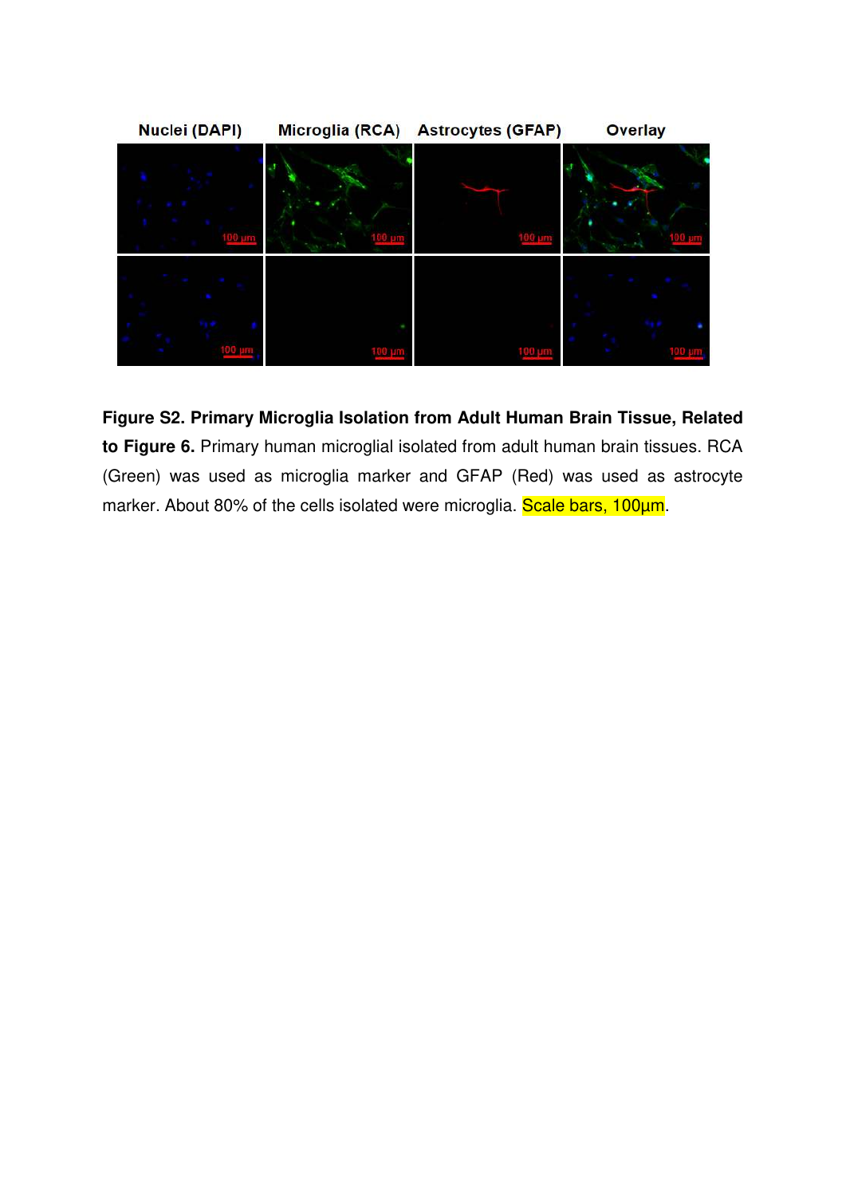**Figure S2. Primary Microglia Isolation from Adult Human Brain Tissue, Related to Figure 6.** Primary human microglial isolated from adult human brain tissues. RCA (Green) was used as microglia marker and GFAP (Red) was used as astrocyte marker. About 80% of the cells isolated were microglia. Scale bars, 100µm.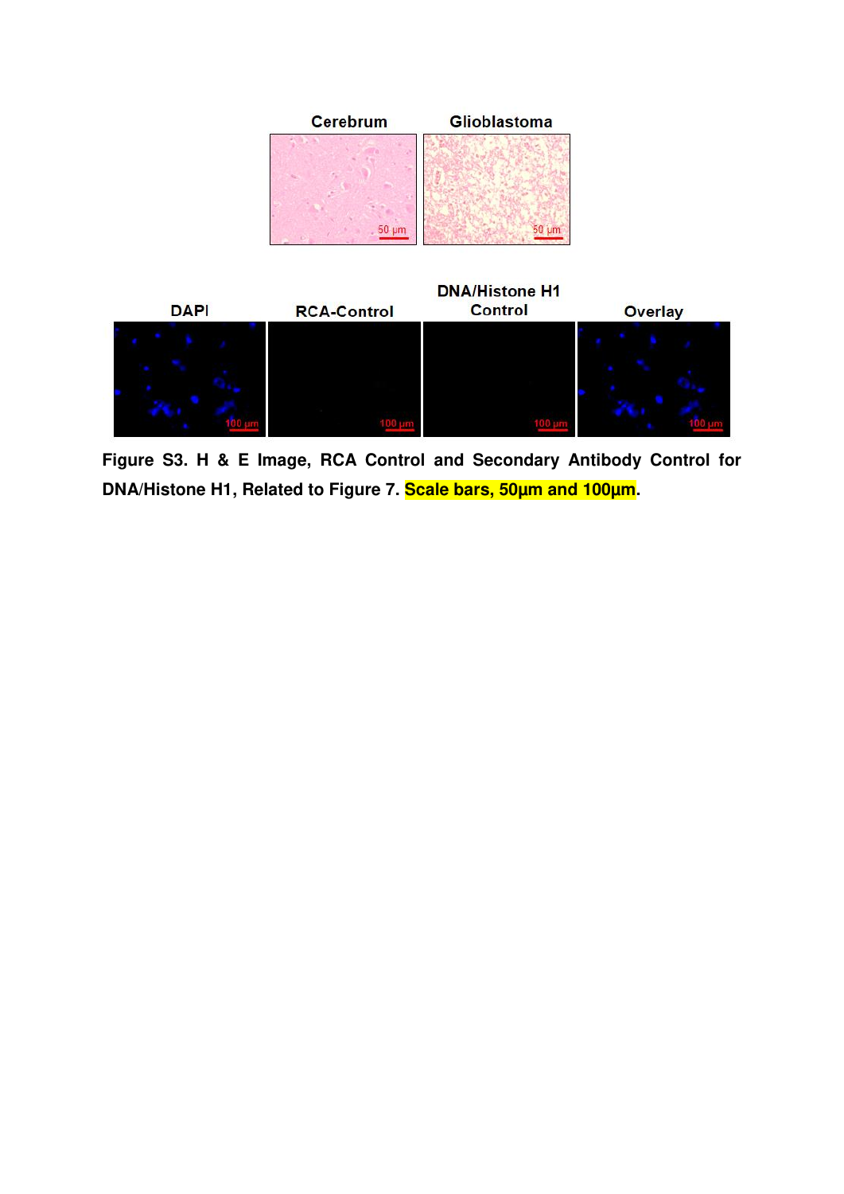**Figure S3. H & E Image, RCA Control and Secondary Antibody Control for DNA/Histone H1, Related to Figure 7.** Scale bars, 50μm and 100μm.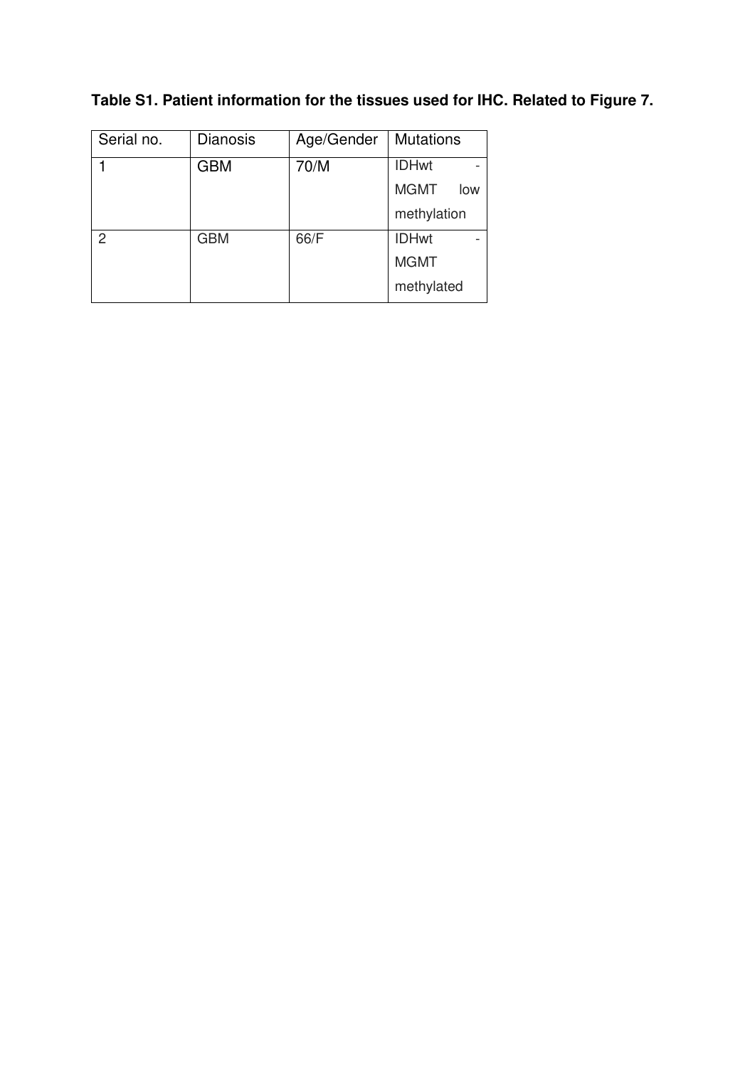**Table S1. Patient information for the tissues used for IHC. Related to Figure 7.**

| Serial no. | Dianosis | Age/Gender | Mutations |
|---|---|---|---|
| 1 | GBM | 70/M | IDHwt - MGMT low methylation |
| 2 | GBM | 66/F | IDHwt - MGMT methylated |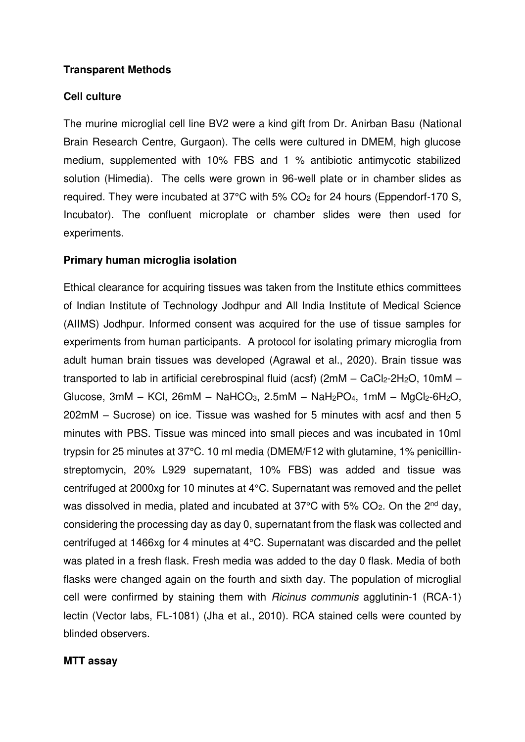**Transparent Methods**

**Cell culture**

The murine microglial cell line BV2 were a kind gift from Dr. Anirban Basu (National Brain Research Centre, Gurgaon). The cells were cultured in DMEM, high glucose medium, supplemented with 10% FBS and 1 % antibiotic antimycotic stabilized solution (Himedia). The cells were grown in 96-well plate or in chamber slides as required. They were incubated at 37°C with 5% $CO_2$ for 24 hours (Eppendorf-170 S, Incubator). The confluent microplate or chamber slides were then used for experiments.

**Primary human microglia isolation**

Ethical clearance for acquiring tissues was taken from the Institute ethics committees of Indian Institute of Technology Jodhpur and All India Institute of Medical Science (AIIMS) Jodhpur. Informed consent was acquired for the use of tissue samples for experiments from human participants. A protocol for isolating primary microglia from adult human brain tissues was developed (Agrawal et al., 2020). Brain tissue was transported to lab in artificial cerebrospinal fluid (acsf) (2mM – $CaCl_2$-$2H_2O$, 10mM – Glucose, 3mM – KCl, 26mM – $NaHCO_3$, 2.5mM – $NaH_2PO_4$, 1mM – $MgCl_2$-$6H_2O$, 202mM – Sucrose) on ice. Tissue was washed for 5 minutes with acsf and then 5 minutes with PBS. Tissue was minced into small pieces and was incubated in 10ml trypsin for 25 minutes at 37°C. 10 ml media (DMEM/F12 with glutamine, 1% penicillin-streptomycin, 20% L929 supernatant, 10% FBS) was added and tissue was centrifuged at 2000xg for 10 minutes at 4°C. Supernatant was removed and the pellet was dissolved in media, plated and incubated at 37°C with 5% $CO_2$. On the 2nd day, considering the processing day as day 0, supernatant from the flask was collected and centrifuged at 1466xg for 4 minutes at 4°C. Supernatant was discarded and the pellet was plated in a fresh flask. Fresh media was added to the day 0 flask. Media of both flasks were changed again on the fourth and sixth day. The population of microglial cell were confirmed by staining them with *Ricinus communis* agglutinin-1 (RCA-1) lectin (Vector labs, FL-1081) (Jha et al., 2010). RCA stained cells were counted by blinded observers.

**MTT assay**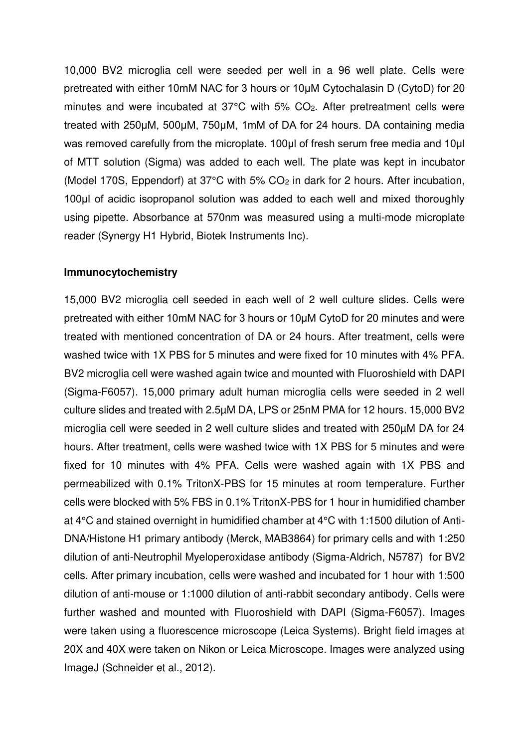10,000 BV2 microglia cell were seeded per well in a 96 well plate. Cells were pretreated with either 10mM NAC for 3 hours or 10µM Cytochalasin D (CytoD) for 20 minutes and were incubated at 37°C with 5% $CO_2$. After pretreatment cells were treated with 250µM, 500µM, 750µM, 1mM of DA for 24 hours. DA containing media was removed carefully from the microplate. 100µl of fresh serum free media and 10µl of MTT solution (Sigma) was added to each well. The plate was kept in incubator (Model 170S, Eppendorf) at 37°C with 5% $CO_2$ in dark for 2 hours. After incubation, 100µl of acidic isopropanol solution was added to each well and mixed thoroughly using pipette. Absorbance at 570nm was measured using a multi-mode microplate reader (Synergy H1 Hybrid, Biotek Instruments Inc).

**Immunocytochemistry**

15,000 BV2 microglia cell seeded in each well of 2 well culture slides. Cells were pretreated with either 10mM NAC for 3 hours or 10µM CytoD for 20 minutes and were treated with mentioned concentration of DA or 24 hours. After treatment, cells were washed twice with 1X PBS for 5 minutes and were fixed for 10 minutes with 4% PFA. BV2 microglia cell were washed again twice and mounted with Fluoroshield with DAPI (Sigma-F6057). 15,000 primary adult human microglia cells were seeded in 2 well culture slides and treated with 2.5µM DA, LPS or 25nM PMA for 12 hours. 15,000 BV2 microglia cell were seeded in 2 well culture slides and treated with 250µM DA for 24 hours. After treatment, cells were washed twice with 1X PBS for 5 minutes and were fixed for 10 minutes with 4% PFA. Cells were washed again with 1X PBS and permeabilized with 0.1% TritonX-PBS for 15 minutes at room temperature. Further cells were blocked with 5% FBS in 0.1% TritonX-PBS for 1 hour in humidified chamber at 4°C and stained overnight in humidified chamber at 4°C with 1:1500 dilution of Anti-DNA/Histone H1 primary antibody (Merck, MAB3864) for primary cells and with 1:250 dilution of anti-Neutrophil Myeloperoxidase antibody (Sigma-Aldrich, N5787) for BV2 cells. After primary incubation, cells were washed and incubated for 1 hour with 1:500 dilution of anti-mouse or 1:1000 dilution of anti-rabbit secondary antibody. Cells were further washed and mounted with Fluoroshield with DAPI (Sigma-F6057). Images were taken using a fluorescence microscope (Leica Systems). Bright field images at 20X and 40X were taken on Nikon or Leica Microscope. Images were analyzed using ImageJ (Schneider et al., 2012).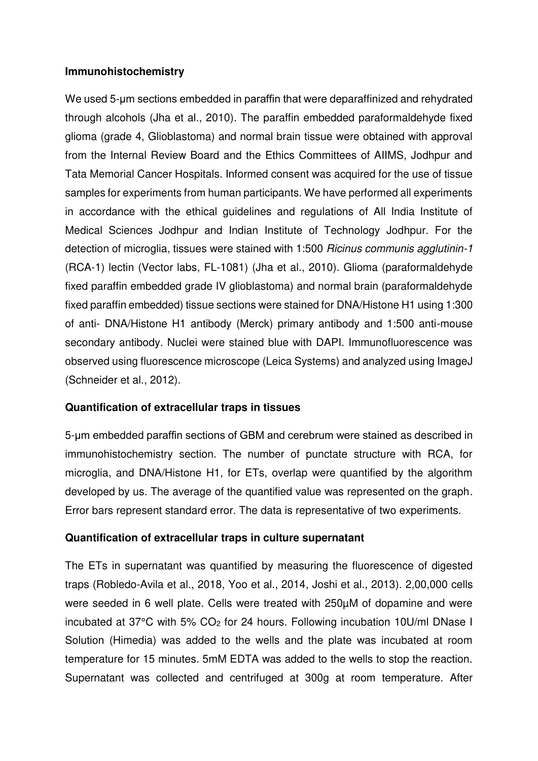**Immunohistochemistry**

We used 5-μm sections embedded in paraffin that were deparaffinized and rehydrated through alcohols (Jha et al., 2010). The paraffin embedded paraformaldehyde fixed glioma (grade 4, Glioblastoma) and normal brain tissue were obtained with approval from the Internal Review Board and the Ethics Committees of AIIMS, Jodhpur and Tata Memorial Cancer Hospitals. Informed consent was acquired for the use of tissue samples for experiments from human participants. We have performed all experiments in accordance with the ethical guidelines and regulations of All India Institute of Medical Sciences Jodhpur and Indian Institute of Technology Jodhpur. For the detection of microglia, tissues were stained with 1:500 *Ricinus communis agglutinin-1* (RCA-1) lectin (Vector labs, FL-1081) (Jha et al., 2010). Glioma (paraformaldehyde fixed paraffin embedded grade IV glioblastoma) and normal brain (paraformaldehyde fixed paraffin embedded) tissue sections were stained for DNA/Histone H1 using 1:300 of anti- DNA/Histone H1 antibody (Merck) primary antibody and 1:500 anti-mouse secondary antibody. Nuclei were stained blue with DAPI. Immunofluorescence was observed using fluorescence microscope (Leica Systems) and analyzed using ImageJ (Schneider et al., 2012).

**Quantification of extracellular traps in tissues**

5-μm embedded paraffin sections of GBM and cerebrum were stained as described in immunohistochemistry section. The number of punctate structure with RCA, for microglia, and DNA/Histone H1, for ETs, overlap were quantified by the algorithm developed by us. The average of the quantified value was represented on the graph. Error bars represent standard error. The data is representative of two experiments.

**Quantification of extracellular traps in culture supernatant**

The ETs in supernatant was quantified by measuring the fluorescence of digested traps (Robledo-Avila et al., 2018, Yoo et al., 2014, Joshi et al., 2013). 2,00,000 cells were seeded in 6 well plate. Cells were treated with 250μM of dopamine and were incubated at 37°C with 5% $CO_2$ for 24 hours. Following incubation 10U/ml DNase I Solution (Himedia) was added to the wells and the plate was incubated at room temperature for 15 minutes. 5mM EDTA was added to the wells to stop the reaction. Supernatant was collected and centrifuged at 300g at room temperature. After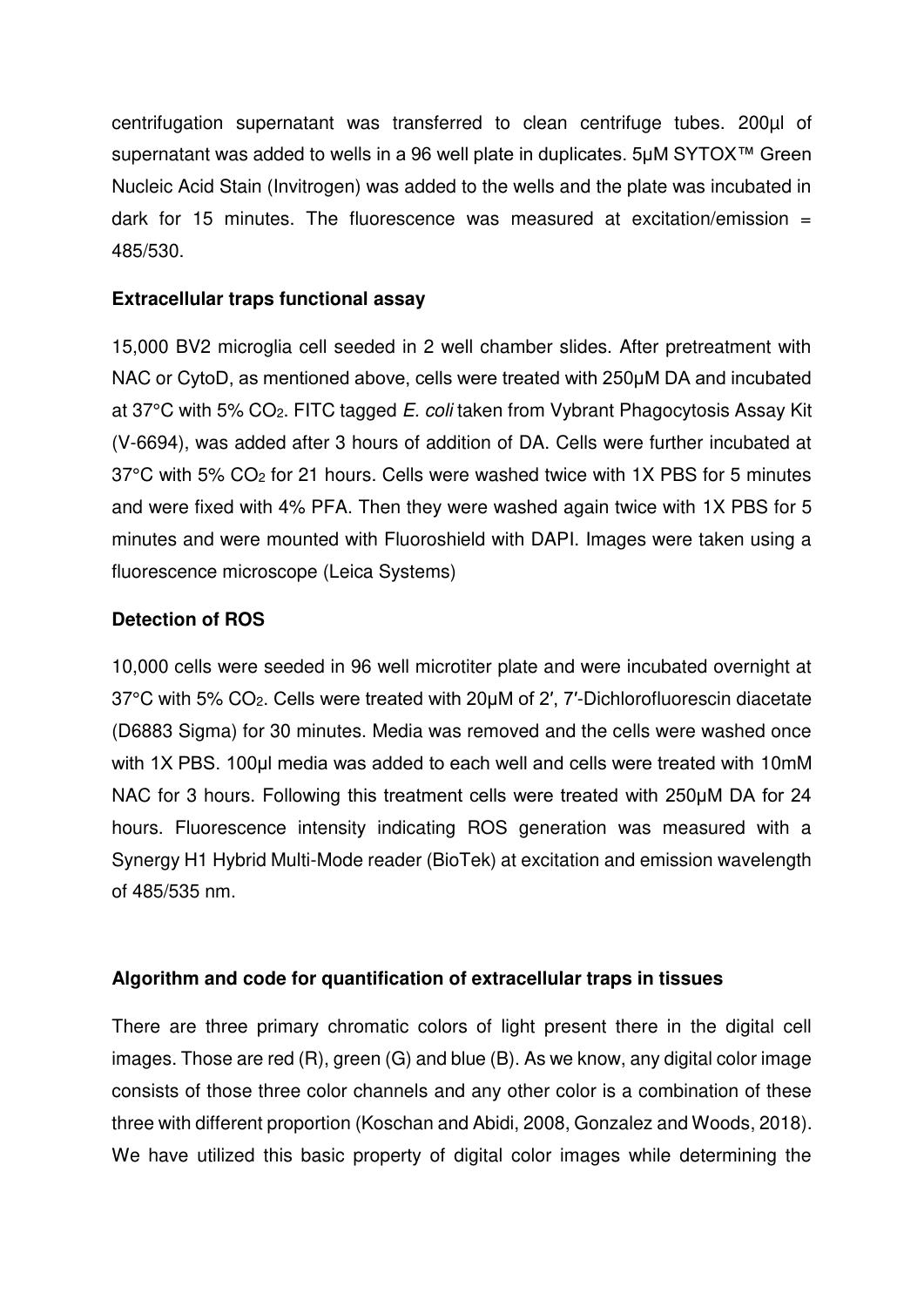centrifugation supernatant was transferred to clean centrifuge tubes. 200µl of supernatant was added to wells in a 96 well plate in duplicates. 5µM SYTOX™ Green Nucleic Acid Stain (Invitrogen) was added to the wells and the plate was incubated in dark for 15 minutes. The fluorescence was measured at excitation/emission = 485/530.

**Extracellular traps functional assay**

15,000 BV2 microglia cell seeded in 2 well chamber slides. After pretreatment with NAC or CytoD, as mentioned above, cells were treated with 250µM DA and incubated at 37°C with 5% $CO_2$. FITC tagged *E. coli* taken from Vybrant Phagocytosis Assay Kit (V-6694), was added after 3 hours of addition of DA. Cells were further incubated at 37°C with 5% $CO_2$ for 21 hours. Cells were washed twice with 1X PBS for 5 minutes and were fixed with 4% PFA. Then they were washed again twice with 1X PBS for 5 minutes and were mounted with Fluoroshield with DAPI. Images were taken using a fluorescence microscope (Leica Systems)

**Detection of ROS**

10,000 cells were seeded in 96 well microtiter plate and were incubated overnight at 37°C with 5% $CO_2$. Cells were treated with 20µM of 2′, 7′-Dichlorofluorescin diacetate (D6883 Sigma) for 30 minutes. Media was removed and the cells were washed once with 1X PBS. 100µl media was added to each well and cells were treated with 10mM NAC for 3 hours. Following this treatment cells were treated with 250µM DA for 24 hours. Fluorescence intensity indicating ROS generation was measured with a Synergy H1 Hybrid Multi-Mode reader (BioTek) at excitation and emission wavelength of 485/535 nm.

**Algorithm and code for quantification of extracellular traps in tissues**

There are three primary chromatic colors of light present there in the digital cell images. Those are red (R), green (G) and blue (B). As we know, any digital color image consists of those three color channels and any other color is a combination of these three with different proportion (Koschan and Abidi, 2008, Gonzalez and Woods, 2018). We have utilized this basic property of digital color images while determining the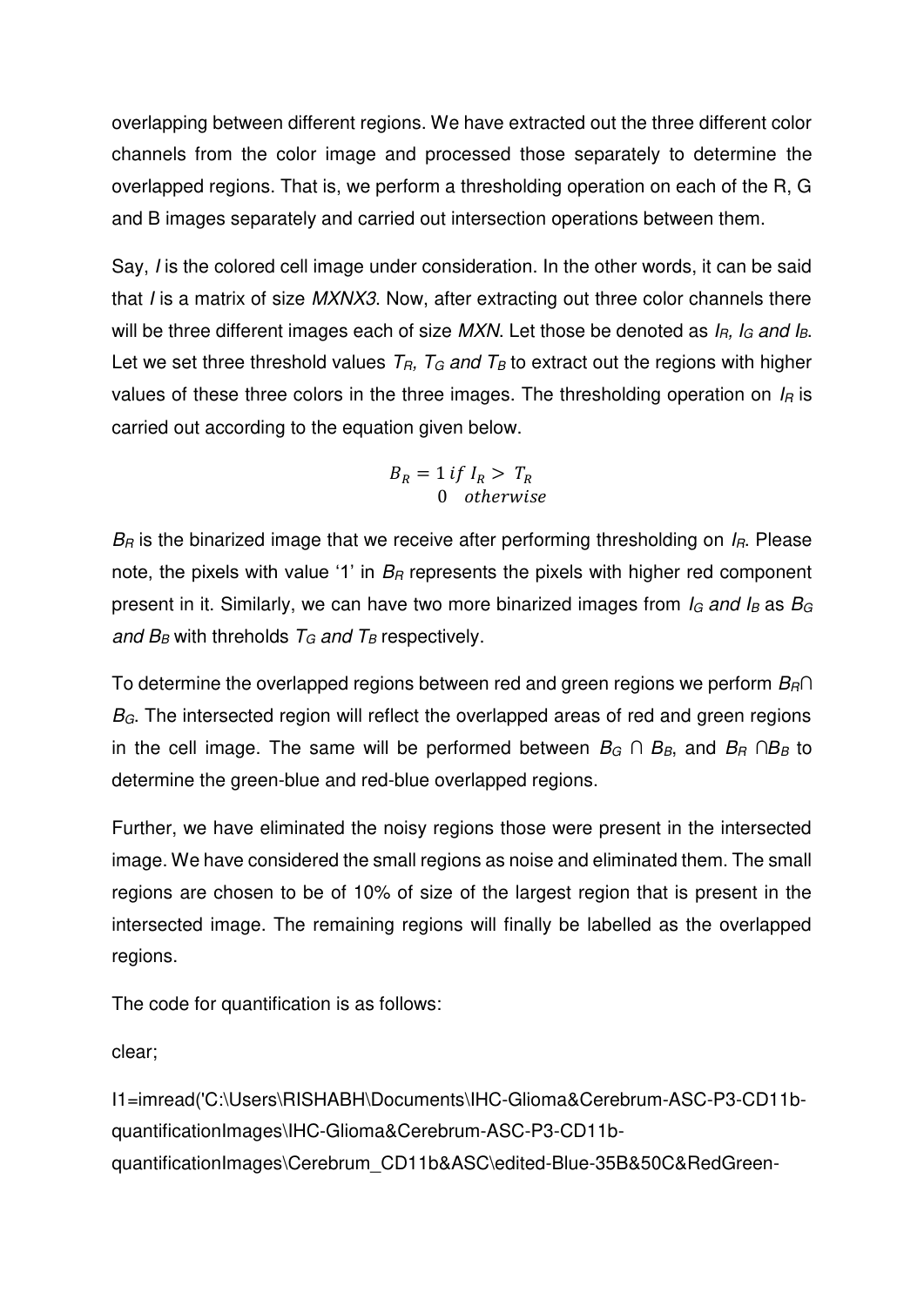overlapping between different regions. We have extracted out the three different color channels from the color image and processed those separately to determine the overlapped regions. That is, we perform a thresholding operation on each of the R, G and B images separately and carried out intersection operations between them.

Say, *I* is the colored cell image under consideration. In the other words, it can be said that *I* is a matrix of size *MXNX3*. Now, after extracting out three color channels there will be three different images each of size *MXN*. Let those be denoted as $I_R$, $I_G$ and $I_B$. Let we set three threshold values $T_R$, $T_G$ and $T_B$ to extract out the regions with higher values of these three colors in the three images. The thresholding operation on $I_R$ is carried out according to the equation given below.

$$B_R = \begin{cases} 1 \; if \; I_R > T_R \\ 0 \quad otherwise \end{cases}$$

$B_R$ is the binarized image that we receive after performing thresholding on $I_R$. Please note, the pixels with value '1' in $B_R$ represents the pixels with higher red component present in it. Similarly, we can have two more binarized images from $I_G$ and $I_B$ as $B_G$ and $B_B$ with threholds $T_G$ and $T_B$ respectively.

To determine the overlapped regions between red and green regions we perform $B_R \cap B_G$. The intersected region will reflect the overlapped areas of red and green regions in the cell image. The same will be performed between $B_G \cap B_B$, and $B_R \cap B_B$ to determine the green-blue and red-blue overlapped regions.

Further, we have eliminated the noisy regions those were present in the intersected image. We have considered the small regions as noise and eliminated them. The small regions are chosen to be of 10% of size of the largest region that is present in the intersected image. The remaining regions will finally be labelled as the overlapped regions.

The code for quantification is as follows:

```
clear;

I1=imread('C:\Users\RISHABH\Documents\IHC-Glioma&Cerebrum-ASC-P3-CD11b-quantificationImages\IHC-Glioma&Cerebrum-ASC-P3-CD11b-quantificationImages\Cerebrum_CD11b&ASC\edited-Blue-35B&50C&RedGreen-
```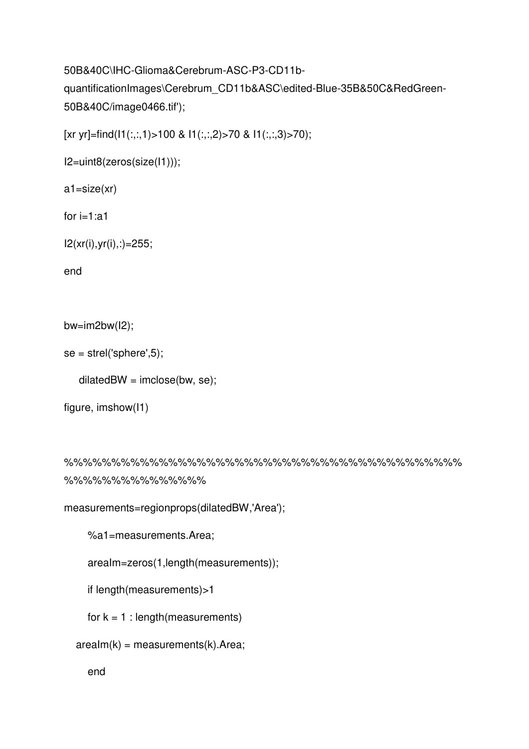```
50B&40C\IHC-Glioma&Cerebrum-ASC-P3-CD11b-
quantificationImages\Cerebrum_CD11b&ASC\edited-Blue-35B&50C&RedGreen-
50B&40C/image0466.tif');

[xr yr]=find(I1(:,:,1)>100 & I1(:,:,2)>70 & I1(:,:,3)>70);

I2=uint8(zeros(size(I1)));

a1=size(xr)

for i=1:a1

I2(xr(i),yr(i),:)=255;

end


bw=im2bw(I2);

se = strel('sphere',5);

    dilatedBW = imclose(bw, se);

figure, imshow(I1)


%%%%%%%%%%%%%%%%%%%%%%%%%%%%%%%%%%%%%%%%%
%%%%%%%%%%%%%%%

measurements=regionprops(dilatedBW,'Area');

      %a1=measurements.Area;

      areaIm=zeros(1,length(measurements));

      if length(measurements)>1

      for k = 1 : length(measurements)

   areaIm(k) = measurements(k).Area;

      end
```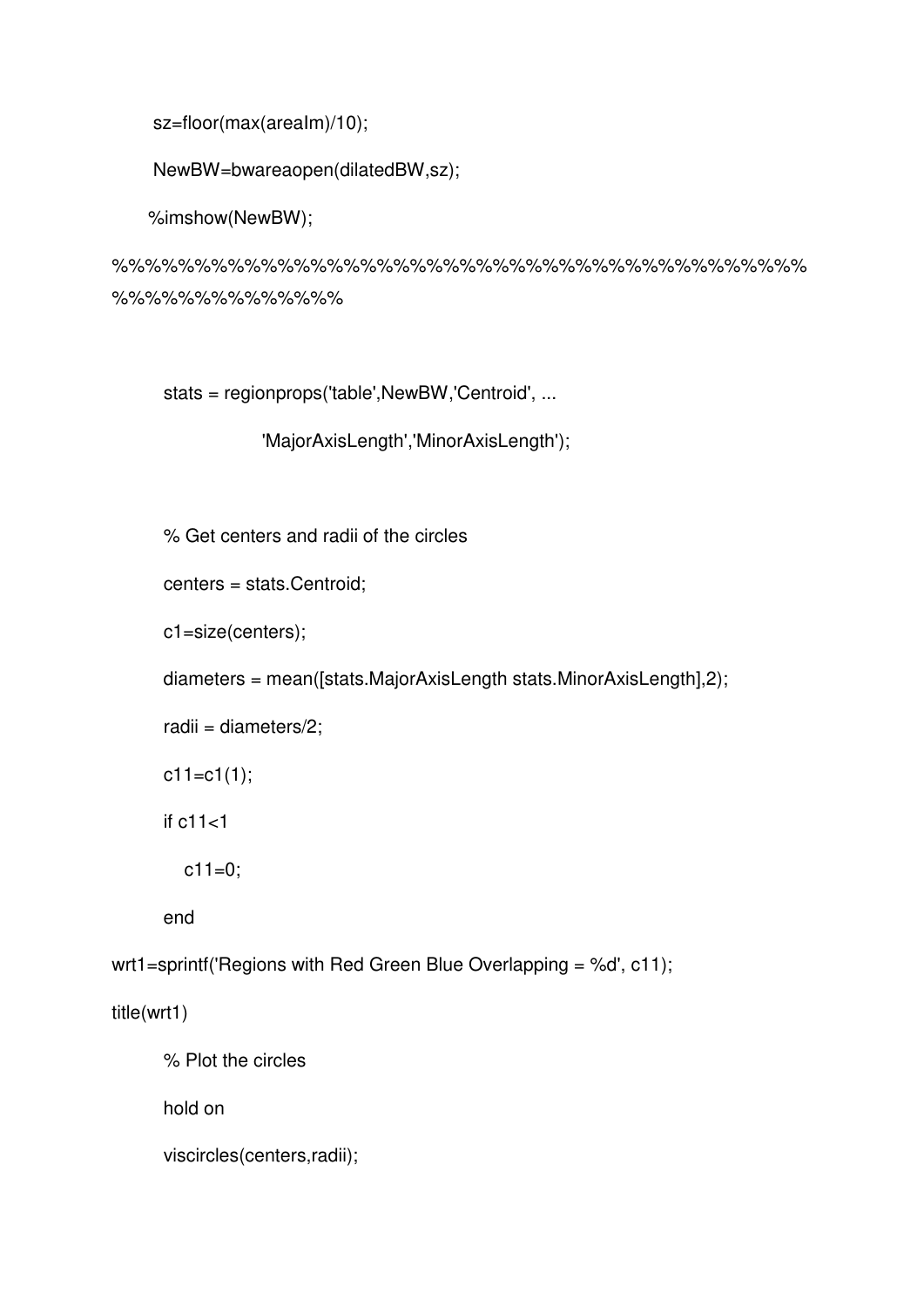```
sz=floor(max(areaIm)/10);

NewBW=bwareaopen(dilatedBW,sz);

%imshow(NewBW);

%%%%%%%%%%%%%%%%%%%%%%%%%%%%%%%%%%%%%%%%
%%%%%%%%%%%%%

stats = regionprops('table',NewBW,'Centroid', ...

        'MajorAxisLength','MinorAxisLength');


% Get centers and radii of the circles

centers = stats.Centroid;

c1=size(centers);

diameters = mean([stats.MajorAxisLength stats.MinorAxisLength],2);

radii = diameters/2;

c11=c1(1);

if c11<1

   c11=0;

end

wrt1=sprintf('Regions with Red Green Blue Overlapping = %d', c11);

title(wrt1)

% Plot the circles

hold on

viscircles(centers,radii);
```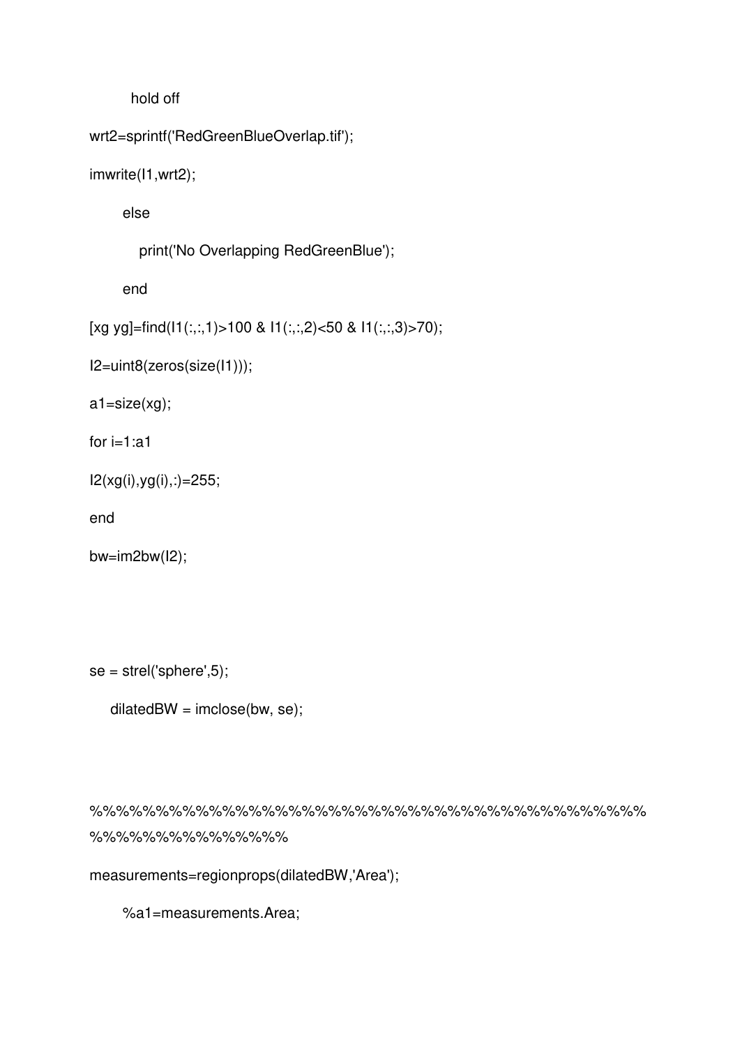```
        hold off
wrt2=sprintf('RedGreenBlueOverlap.tif');
imwrite(I1,wrt2);
       else
          print('No Overlapping RedGreenBlue');
       end
[xg yg]=find(I1(:,:,1)>100 & I1(:,:,2)<50 & I1(:,:,3)>70);
I2=uint8(zeros(size(I1)));
a1=size(xg);
for i=1:a1
I2(xg(i),yg(i),:)=255;
end
bw=im2bw(I2);



se = strel('sphere',5);
    dilatedBW = imclose(bw, se);



%%%%%%%%%%%%%%%%%%%%%%%%%%%%%%%%%%%%%%%%%%%%%%%%%%%%%%%%%%%%%%%%%%%%%%%%%%%%%%%%%%%%%%%%%%%%%%%%%%%%%%%%%%%%%%%%%%%%%%%%
measurements=regionprops(dilatedBW,'Area');
       %a1=measurements.Area;
```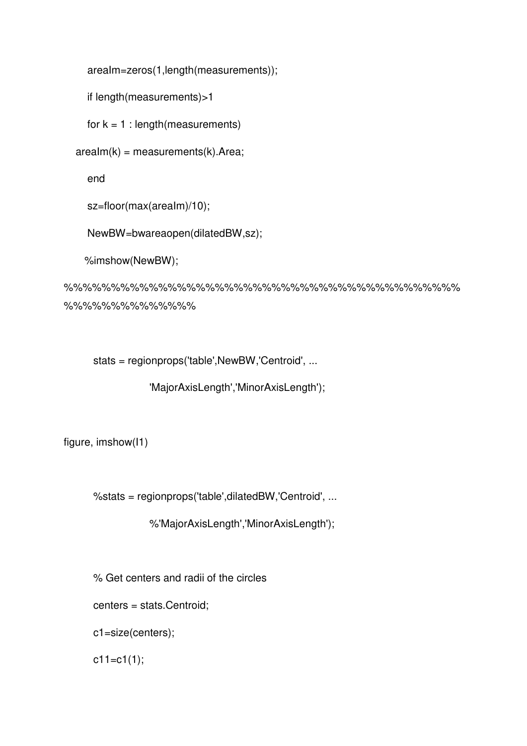```
      areaIm=zeros(1,length(measurements));

      if length(measurements)>1

      for k = 1 : length(measurements)

   areaIm(k) = measurements(k).Area;

      end

      sz=floor(max(areaIm)/10);

      NewBW=bwareaopen(dilatedBW,sz);

     %imshow(NewBW);

%%%%%%%%%%%%%%%%%%%%%%%%%%%%%%%%%%%%%%%%%%
%%%%%%%%%%%%%


       stats = regionprops('table',NewBW,'Centroid', ...

                   'MajorAxisLength','MinorAxisLength');


figure, imshow(I1)


       %stats = regionprops('table',dilatedBW,'Centroid', ...

                   %'MajorAxisLength','MinorAxisLength');


       % Get centers and radii of the circles

       centers = stats.Centroid;

       c1=size(centers);

       c11=c1(1);
```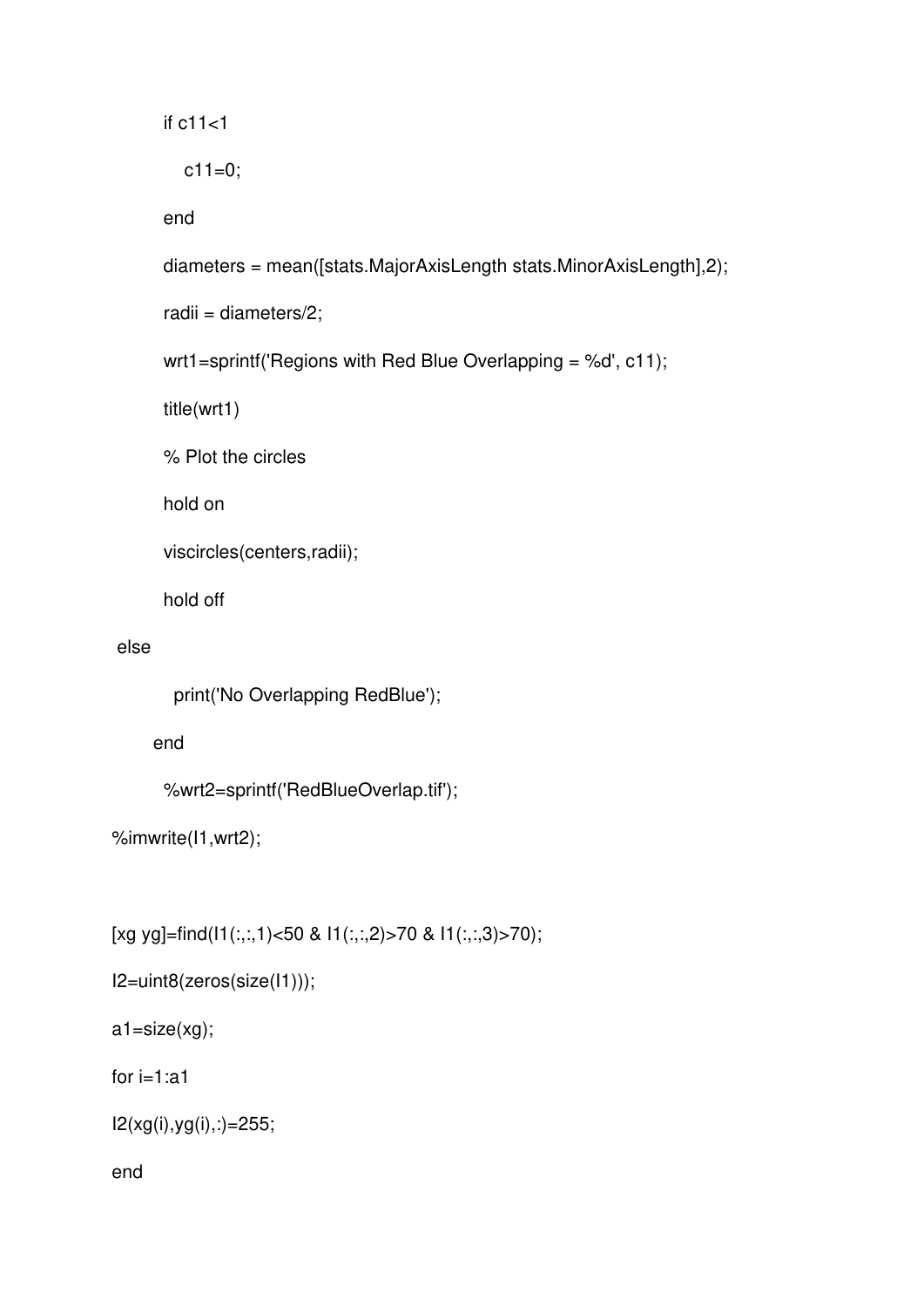```
        if c11<1
            c11=0;
        end
        diameters = mean([stats.MajorAxisLength stats.MinorAxisLength],2);
        radii = diameters/2;
        wrt1=sprintf('Regions with Red Blue Overlapping = %d', c11);
        title(wrt1)
        % Plot the circles
        hold on
        viscircles(centers,radii);
        hold off
 else
          print('No Overlapping RedBlue');
      end
        %wrt2=sprintf('RedBlueOverlap.tif');
%imwrite(I1,wrt2);


[xg yg]=find(I1(:,:,1)<50 & I1(:,:,2)>70 & I1(:,:,3)>70);
I2=uint8(zeros(size(I1)));
a1=size(xg);
for i=1:a1
I2(xg(i),yg(i),:)=255;
end
```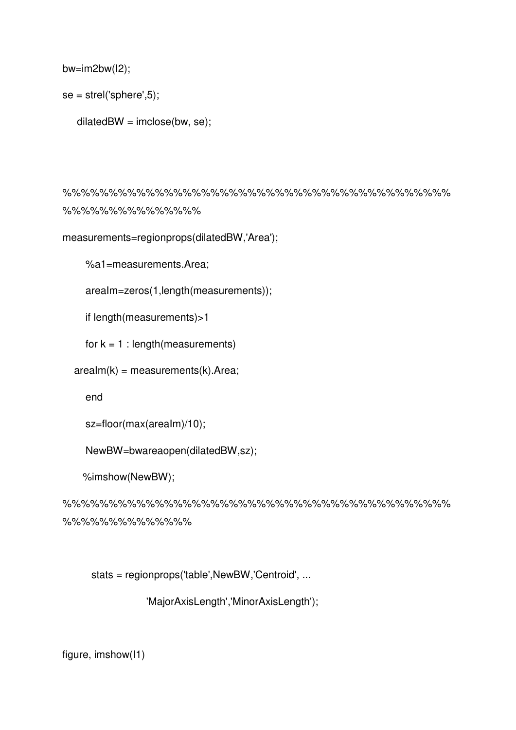```
bw=im2bw(I2);

se = strel('sphere',5);

    dilatedBW = imclose(bw, se);



%%%%%%%%%%%%%%%%%%%%%%%%%%%%%%%%%%%%%%%%%%
%%%%%%%%%%%%%%

measurements=regionprops(dilatedBW,'Area');

      %a1=measurements.Area;

      areaIm=zeros(1,length(measurements));

      if length(measurements)>1

      for k = 1 : length(measurements)

   areaIm(k) = measurements(k).Area;

      end

      sz=floor(max(areaIm)/10);

      NewBW=bwareaopen(dilatedBW,sz);

     %imshow(NewBW);

%%%%%%%%%%%%%%%%%%%%%%%%%%%%%%%%%%%%%%%%%%
%%%%%%%%%%%%%%


       stats = regionprops('table',NewBW,'Centroid', ...

                   'MajorAxisLength','MinorAxisLength');


figure, imshow(I1)
```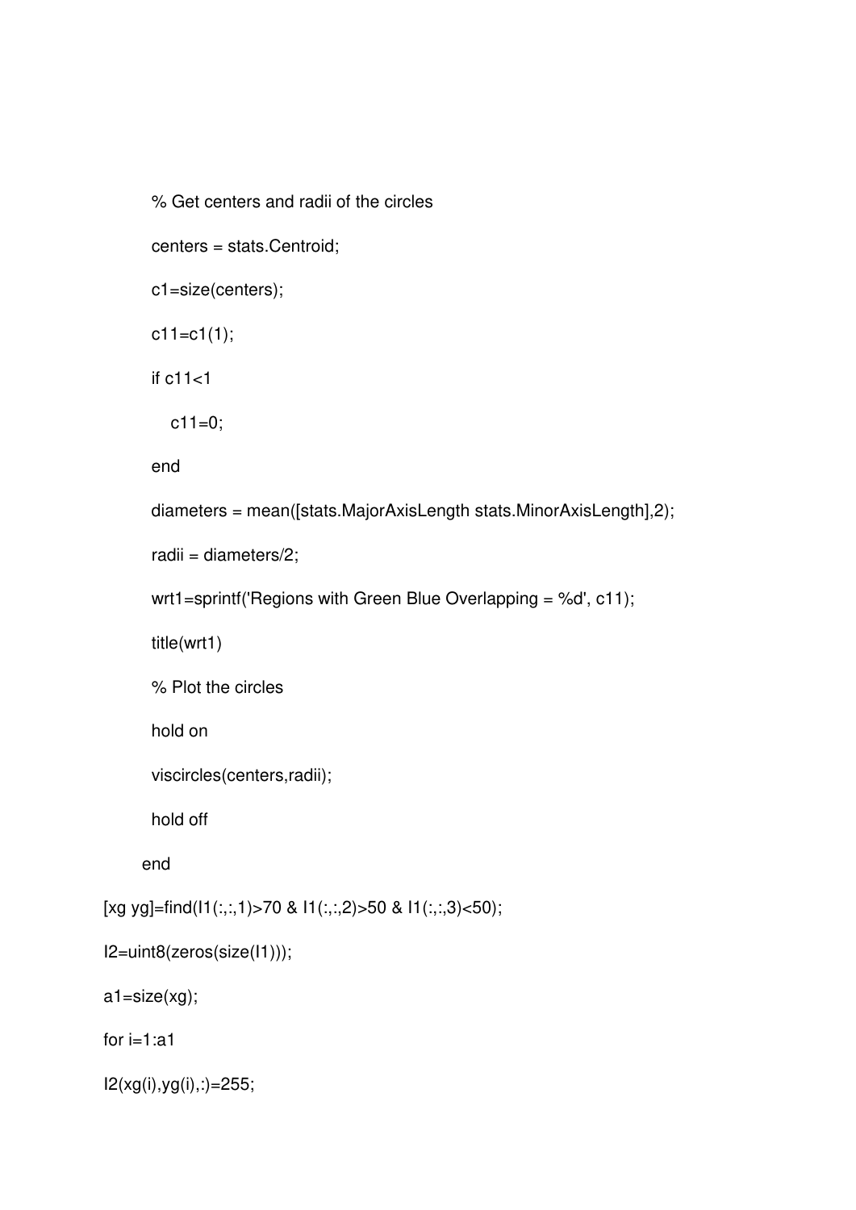```
        % Get centers and radii of the circles
        centers = stats.Centroid;
        c1=size(centers);
        c11=c1(1);
        if c11<1
           c11=0;
        end
        diameters = mean([stats.MajorAxisLength stats.MinorAxisLength],2);
        radii = diameters/2;
        wrt1=sprintf('Regions with Green Blue Overlapping = %d', c11);
        title(wrt1)
        % Plot the circles
        hold on
        viscircles(centers,radii);
        hold off
       end
[xg yg]=find(I1(:,:,1)>70 & I1(:,:,2)>50 & I1(:,:,3)<50);
I2=uint8(zeros(size(I1)));
a1=size(xg);
for i=1:a1
I2(xg(i),yg(i),:)=255;
```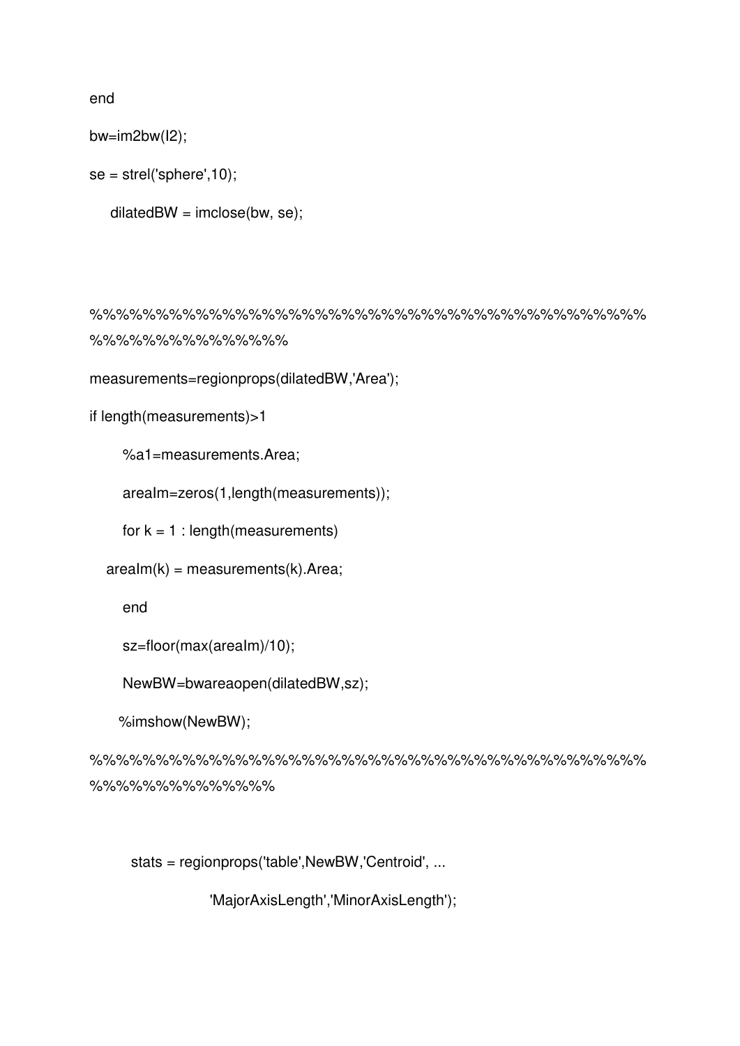```
end

bw=im2bw(I2);

se = strel('sphere',10);

    dilatedBW = imclose(bw, se);



%%%%%%%%%%%%%%%%%%%%%%%%%%%%%%%%%%%%%%%%%%%
%%%%%%%%%%%%%%

measurements=regionprops(dilatedBW,'Area');

if length(measurements)>1

      %a1=measurements.Area;

      areaIm=zeros(1,length(measurements));

      for k = 1 : length(measurements)

   areaIm(k) = measurements(k).Area;

      end

      sz=floor(max(areaIm)/10);

      NewBW=bwareaopen(dilatedBW,sz);

     %imshow(NewBW);

%%%%%%%%%%%%%%%%%%%%%%%%%%%%%%%%%%%%%%%%%%%
%%%%%%%%%%%%%%


       stats = regionprops('table',NewBW,'Centroid', ...

                   'MajorAxisLength','MinorAxisLength');
```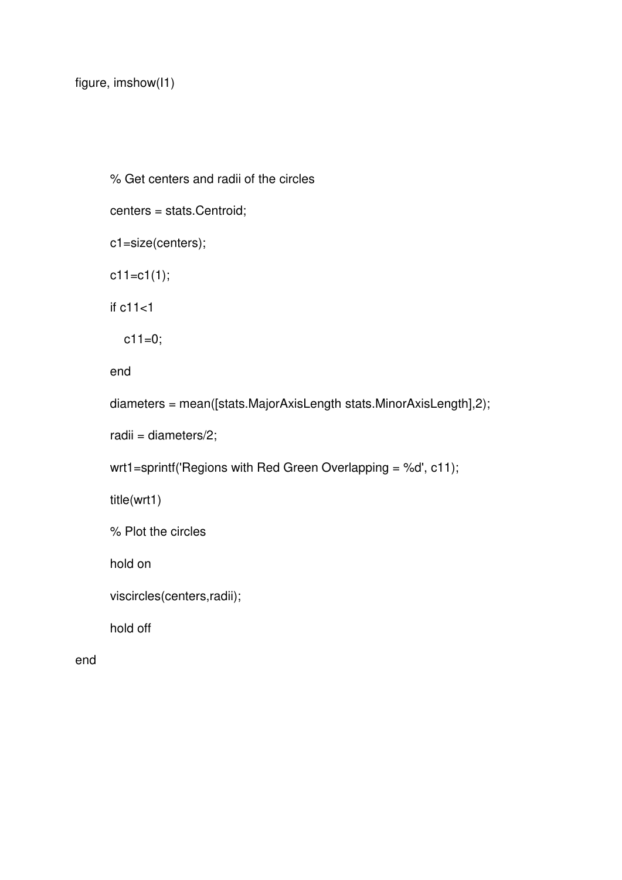```
figure, imshow(I1)



        % Get centers and radii of the circles

        centers = stats.Centroid;

        c1=size(centers);

        c11=c1(1);

        if c11<1

           c11=0;

        end

        diameters = mean([stats.MajorAxisLength stats.MinorAxisLength],2);

        radii = diameters/2;

        wrt1=sprintf('Regions with Red Green Overlapping = %d', c11);

        title(wrt1)

        % Plot the circles

        hold on

        viscircles(centers,radii);

        hold off

end
```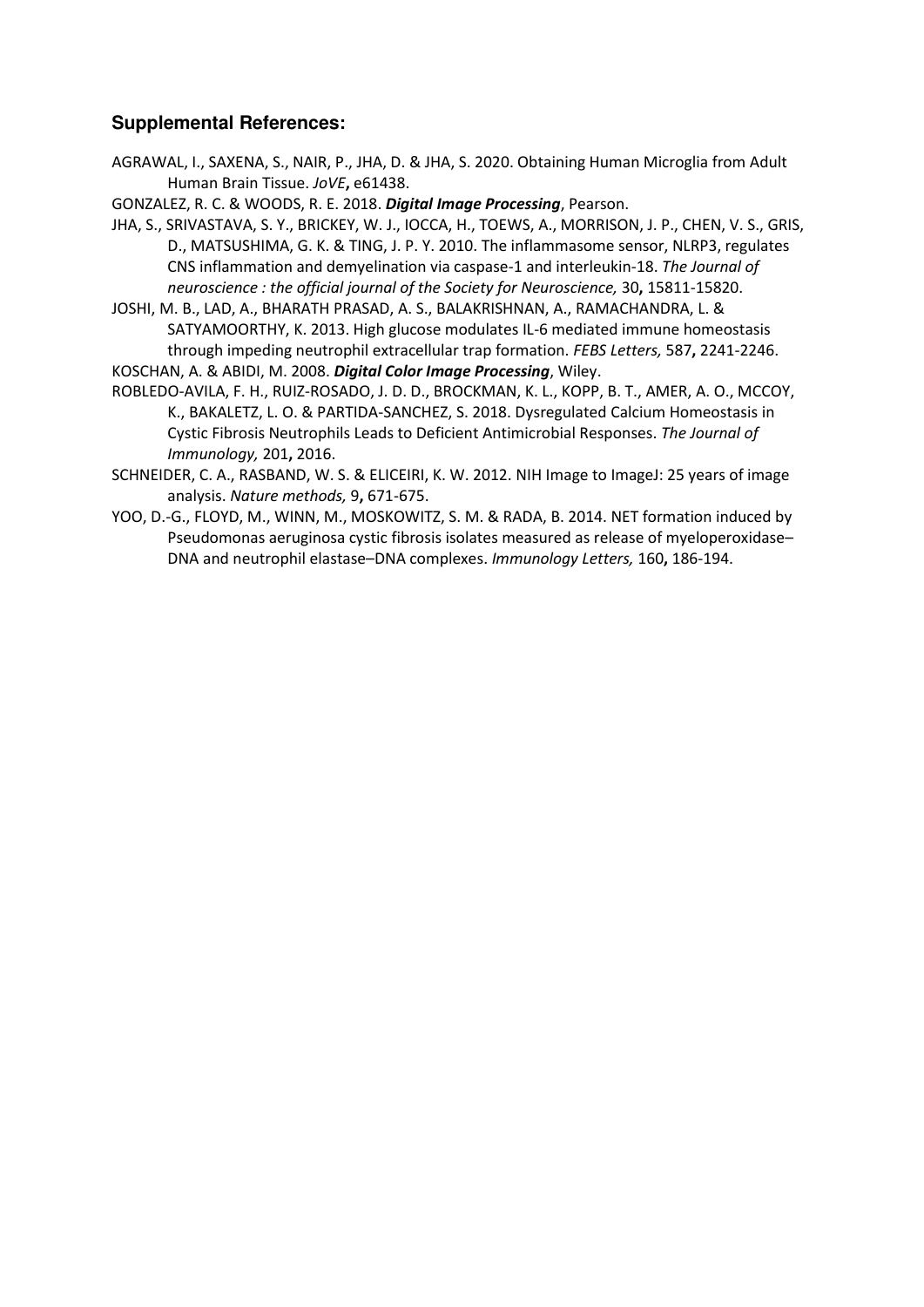## Supplemental References:

AGRAWAL, I., SAXENA, S., NAIR, P., JHA, D. & JHA, S. 2020. Obtaining Human Microglia from Adult Human Brain Tissue. *JoVE*, e61438.

GONZALEZ, R. C. & WOODS, R. E. 2018. ***Digital Image Processing***, Pearson.

JHA, S., SRIVASTAVA, S. Y., BRICKEY, W. J., IOCCA, H., TOEWS, A., MORRISON, J. P., CHEN, V. S., GRIS, D., MATSUSHIMA, G. K. & TING, J. P. Y. 2010. The inflammasome sensor, NLRP3, regulates CNS inflammation and demyelination via caspase-1 and interleukin-18. *The Journal of neuroscience : the official journal of the Society for Neuroscience,* 30**,** 15811-15820.

JOSHI, M. B., LAD, A., BHARATH PRASAD, A. S., BALAKRISHNAN, A., RAMACHANDRA, L. & SATYAMOORTHY, K. 2013. High glucose modulates IL-6 mediated immune homeostasis through impeding neutrophil extracellular trap formation. *FEBS Letters,* 587**,** 2241-2246.

KOSCHAN, A. & ABIDI, M. 2008. ***Digital Color Image Processing***, Wiley.

ROBLEDO-AVILA, F. H., RUIZ-ROSADO, J. D. D., BROCKMAN, K. L., KOPP, B. T., AMER, A. O., MCCOY, K., BAKALETZ, L. O. & PARTIDA-SANCHEZ, S. 2018. Dysregulated Calcium Homeostasis in Cystic Fibrosis Neutrophils Leads to Deficient Antimicrobial Responses. *The Journal of Immunology,* 201**,** 2016.

SCHNEIDER, C. A., RASBAND, W. S. & ELICEIRI, K. W. 2012. NIH Image to ImageJ: 25 years of image analysis. *Nature methods,* 9**,** 671-675.

YOO, D.-G., FLOYD, M., WINN, M., MOSKOWITZ, S. M. & RADA, B. 2014. NET formation induced by Pseudomonas aeruginosa cystic fibrosis isolates measured as release of myeloperoxidase–DNA and neutrophil elastase–DNA complexes. *Immunology Letters,* 160**,** 186-194.